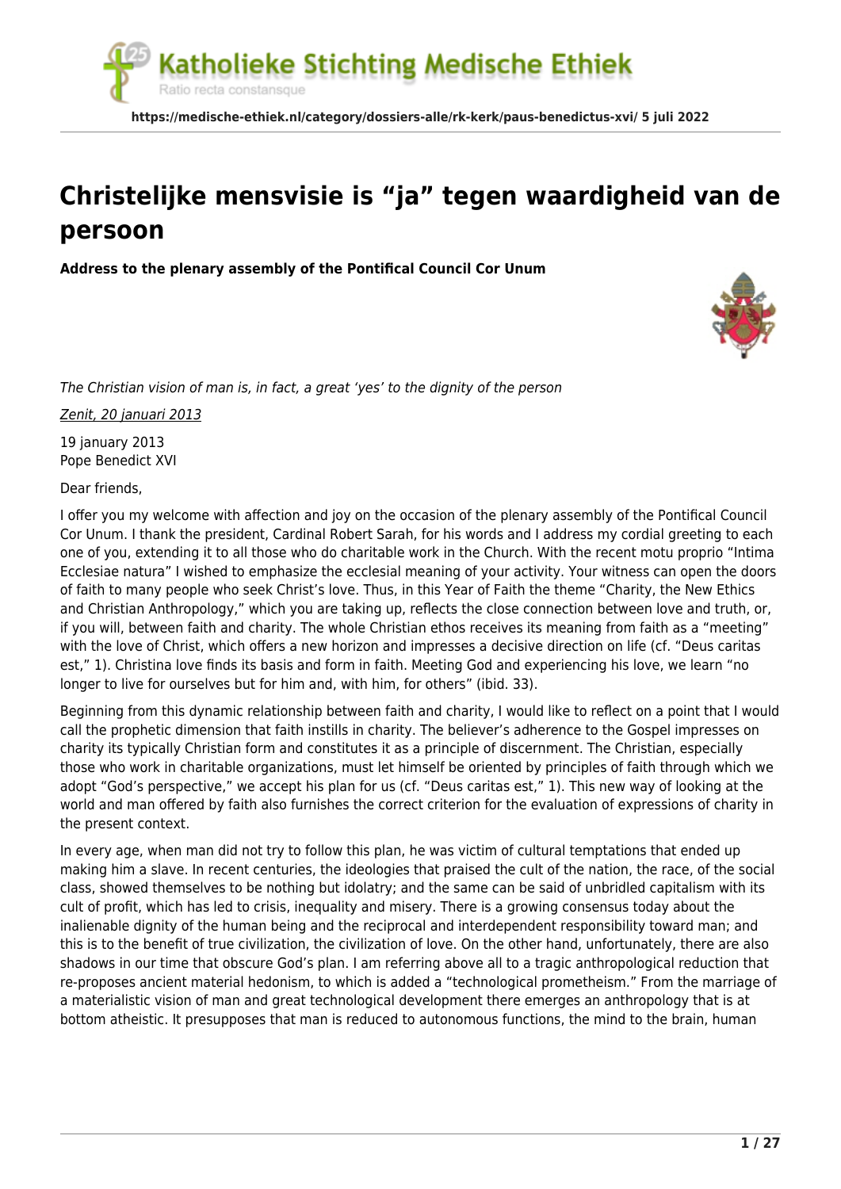# Christelijke mensvisie is "ja" tegen waardigheid van de persoon

**Address to the plenary assembly of the Pontifical Council Cor Unum**

*The Christian vision of man is, in fact, a great 'yes' to the dignity of the person*

*Zenit, 20 januari 2013*

19 january 2013
Pope Benedict XVI

Dear friends,

I offer you my welcome with affection and joy on the occasion of the plenary assembly of the Pontifical Council Cor Unum. I thank the president, Cardinal Robert Sarah, for his words and I address my cordial greeting to each one of you, extending it to all those who do charitable work in the Church. With the recent motu proprio "Intima Ecclesiae natura" I wished to emphasize the ecclesial meaning of your activity. Your witness can open the doors of faith to many people who seek Christ's love. Thus, in this Year of Faith the theme "Charity, the New Ethics and Christian Anthropology," which you are taking up, reflects the close connection between love and truth, or, if you will, between faith and charity. The whole Christian ethos receives its meaning from faith as a "meeting" with the love of Christ, which offers a new horizon and impresses a decisive direction on life (cf. "Deus caritas est," 1). Christina love finds its basis and form in faith. Meeting God and experiencing his love, we learn "no longer to live for ourselves but for him and, with him, for others" (ibid. 33).

Beginning from this dynamic relationship between faith and charity, I would like to reflect on a point that I would call the prophetic dimension that faith instills in charity. The believer's adherence to the Gospel impresses on charity its typically Christian form and constitutes it as a principle of discernment. The Christian, especially those who work in charitable organizations, must let himself be oriented by principles of faith through which we adopt "God's perspective," we accept his plan for us (cf. "Deus caritas est," 1). This new way of looking at the world and man offered by faith also furnishes the correct criterion for the evaluation of expressions of charity in the present context.

In every age, when man did not try to follow this plan, he was victim of cultural temptations that ended up making him a slave. In recent centuries, the ideologies that praised the cult of the nation, the race, of the social class, showed themselves to be nothing but idolatry; and the same can be said of unbridled capitalism with its cult of profit, which has led to crisis, inequality and misery. There is a growing consensus today about the inalienable dignity of the human being and the reciprocal and interdependent responsibility toward man; and this is to the benefit of true civilization, the civilization of love. On the other hand, unfortunately, there are also shadows in our time that obscure God's plan. I am referring above all to a tragic anthropological reduction that re-proposes ancient material hedonism, to which is added a "technological prometheism." From the marriage of a materialistic vision of man and great technological development there emerges an anthropology that is at bottom atheistic. It presupposes that man is reduced to autonomous functions, the mind to the brain, human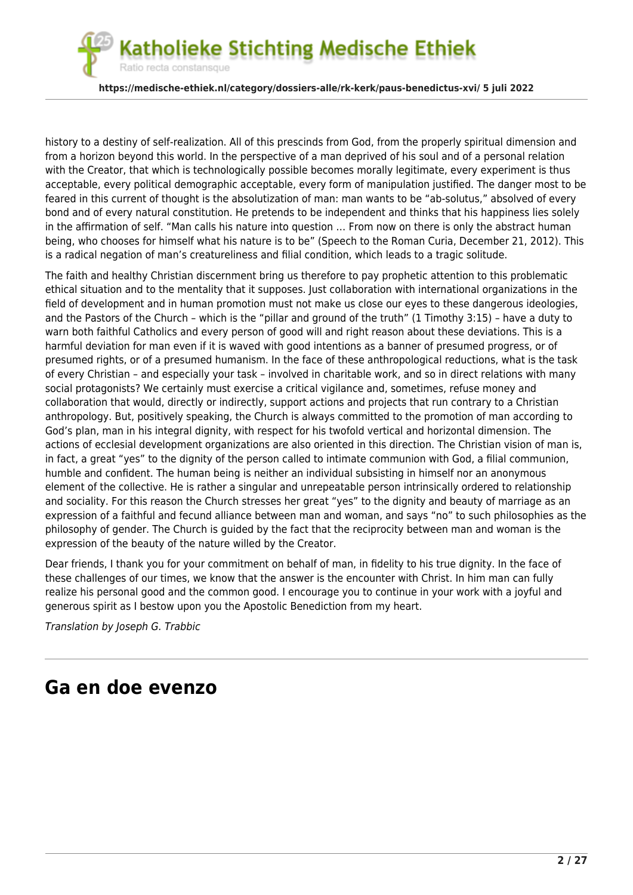history to a destiny of self-realization. All of this prescinds from God, from the properly spiritual dimension and from a horizon beyond this world. In the perspective of a man deprived of his soul and of a personal relation with the Creator, that which is technologically possible becomes morally legitimate, every experiment is thus acceptable, every political demographic acceptable, every form of manipulation justified. The danger most to be feared in this current of thought is the absolutization of man: man wants to be "ab-solutus," absolved of every bond and of every natural constitution. He pretends to be independent and thinks that his happiness lies solely in the affirmation of self. "Man calls his nature into question … From now on there is only the abstract human being, who chooses for himself what his nature is to be" (Speech to the Roman Curia, December 21, 2012). This is a radical negation of man's creatureliness and filial condition, which leads to a tragic solitude.

The faith and healthy Christian discernment bring us therefore to pay prophetic attention to this problematic ethical situation and to the mentality that it supposes. Just collaboration with international organizations in the field of development and in human promotion must not make us close our eyes to these dangerous ideologies, and the Pastors of the Church – which is the "pillar and ground of the truth" (1 Timothy 3:15) – have a duty to warn both faithful Catholics and every person of good will and right reason about these deviations. This is a harmful deviation for man even if it is waved with good intentions as a banner of presumed progress, or of presumed rights, or of a presumed humanism. In the face of these anthropological reductions, what is the task of every Christian – and especially your task – involved in charitable work, and so in direct relations with many social protagonists? We certainly must exercise a critical vigilance and, sometimes, refuse money and collaboration that would, directly or indirectly, support actions and projects that run contrary to a Christian anthropology. But, positively speaking, the Church is always committed to the promotion of man according to God's plan, man in his integral dignity, with respect for his twofold vertical and horizontal dimension. The actions of ecclesial development organizations are also oriented in this direction. The Christian vision of man is, in fact, a great "yes" to the dignity of the person called to intimate communion with God, a filial communion, humble and confident. The human being is neither an individual subsisting in himself nor an anonymous element of the collective. He is rather a singular and unrepeatable person intrinsically ordered to relationship and sociality. For this reason the Church stresses her great "yes" to the dignity and beauty of marriage as an expression of a faithful and fecund alliance between man and woman, and says "no" to such philosophies as the philosophy of gender. The Church is guided by the fact that the reciprocity between man and woman is the expression of the beauty of the nature willed by the Creator.

Dear friends, I thank you for your commitment on behalf of man, in fidelity to his true dignity. In the face of these challenges of our times, we know that the answer is the encounter with Christ. In him man can fully realize his personal good and the common good. I encourage you to continue in your work with a joyful and generous spirit as I bestow upon you the Apostolic Benediction from my heart.

*Translation by Joseph G. Trabbic*

---

# Ga en doe evenzo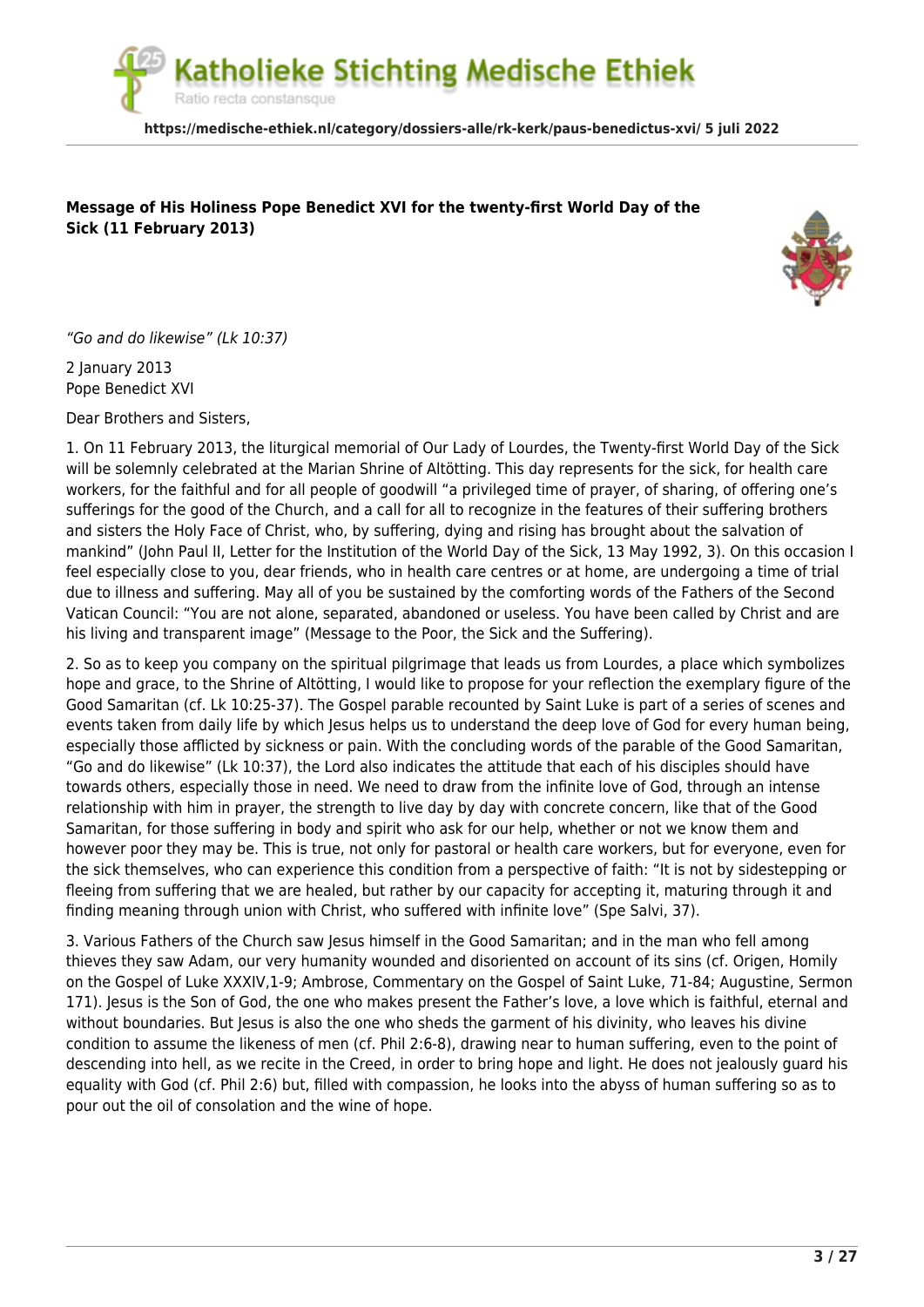**Message of His Holiness Pope Benedict XVI for the twenty-first World Day of the Sick (11 February 2013)**

*"Go and do likewise" (Lk 10:37)*

2 January 2013
Pope Benedict XVI

Dear Brothers and Sisters,

1. On 11 February 2013, the liturgical memorial of Our Lady of Lourdes, the Twenty-first World Day of the Sick will be solemnly celebrated at the Marian Shrine of Altötting. This day represents for the sick, for health care workers, for the faithful and for all people of goodwill "a privileged time of prayer, of sharing, of offering one's sufferings for the good of the Church, and a call for all to recognize in the features of their suffering brothers and sisters the Holy Face of Christ, who, by suffering, dying and rising has brought about the salvation of mankind" (John Paul II, Letter for the Institution of the World Day of the Sick, 13 May 1992, 3). On this occasion I feel especially close to you, dear friends, who in health care centres or at home, are undergoing a time of trial due to illness and suffering. May all of you be sustained by the comforting words of the Fathers of the Second Vatican Council: "You are not alone, separated, abandoned or useless. You have been called by Christ and are his living and transparent image" (Message to the Poor, the Sick and the Suffering).

2. So as to keep you company on the spiritual pilgrimage that leads us from Lourdes, a place which symbolizes hope and grace, to the Shrine of Altötting, I would like to propose for your reflection the exemplary figure of the Good Samaritan (cf. Lk 10:25-37). The Gospel parable recounted by Saint Luke is part of a series of scenes and events taken from daily life by which Jesus helps us to understand the deep love of God for every human being, especially those afflicted by sickness or pain. With the concluding words of the parable of the Good Samaritan, "Go and do likewise" (Lk 10:37), the Lord also indicates the attitude that each of his disciples should have towards others, especially those in need. We need to draw from the infinite love of God, through an intense relationship with him in prayer, the strength to live day by day with concrete concern, like that of the Good Samaritan, for those suffering in body and spirit who ask for our help, whether or not we know them and however poor they may be. This is true, not only for pastoral or health care workers, but for everyone, even for the sick themselves, who can experience this condition from a perspective of faith: "It is not by sidestepping or fleeing from suffering that we are healed, but rather by our capacity for accepting it, maturing through it and finding meaning through union with Christ, who suffered with infinite love" (Spe Salvi, 37).

3. Various Fathers of the Church saw Jesus himself in the Good Samaritan; and in the man who fell among thieves they saw Adam, our very humanity wounded and disoriented on account of its sins (cf. Origen, Homily on the Gospel of Luke XXXIV,1-9; Ambrose, Commentary on the Gospel of Saint Luke, 71-84; Augustine, Sermon 171). Jesus is the Son of God, the one who makes present the Father's love, a love which is faithful, eternal and without boundaries. But Jesus is also the one who sheds the garment of his divinity, who leaves his divine condition to assume the likeness of men (cf. Phil 2:6-8), drawing near to human suffering, even to the point of descending into hell, as we recite in the Creed, in order to bring hope and light. He does not jealously guard his equality with God (cf. Phil 2:6) but, filled with compassion, he looks into the abyss of human suffering so as to pour out the oil of consolation and the wine of hope.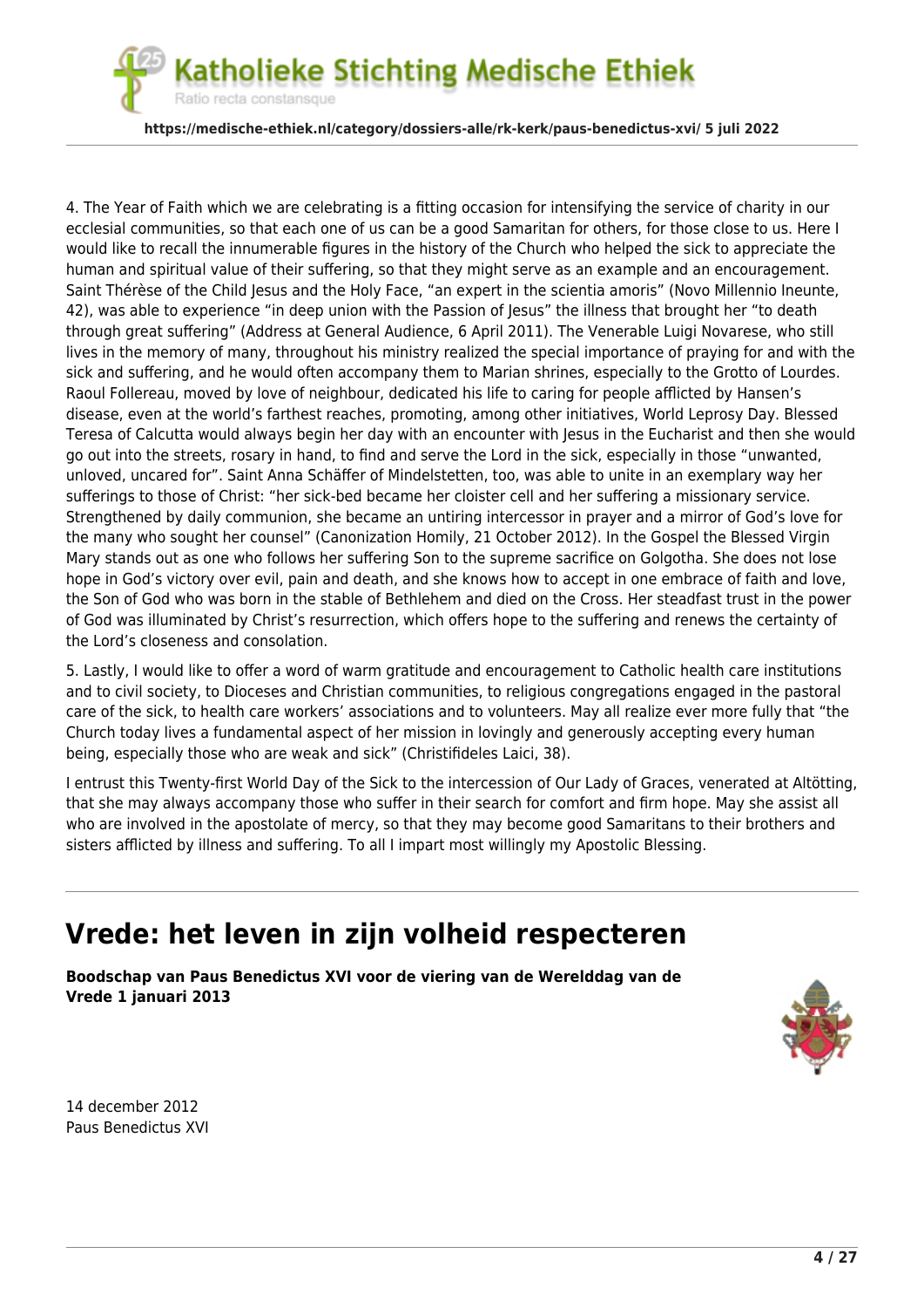4. The Year of Faith which we are celebrating is a fitting occasion for intensifying the service of charity in our ecclesial communities, so that each one of us can be a good Samaritan for others, for those close to us. Here I would like to recall the innumerable figures in the history of the Church who helped the sick to appreciate the human and spiritual value of their suffering, so that they might serve as an example and an encouragement. Saint Thérèse of the Child Jesus and the Holy Face, "an expert in the scientia amoris" (Novo Millennio Ineunte, 42), was able to experience "in deep union with the Passion of Jesus" the illness that brought her "to death through great suffering" (Address at General Audience, 6 April 2011). The Venerable Luigi Novarese, who still lives in the memory of many, throughout his ministry realized the special importance of praying for and with the sick and suffering, and he would often accompany them to Marian shrines, especially to the Grotto of Lourdes. Raoul Follereau, moved by love of neighbour, dedicated his life to caring for people afflicted by Hansen's disease, even at the world's farthest reaches, promoting, among other initiatives, World Leprosy Day. Blessed Teresa of Calcutta would always begin her day with an encounter with Jesus in the Eucharist and then she would go out into the streets, rosary in hand, to find and serve the Lord in the sick, especially in those "unwanted, unloved, uncared for". Saint Anna Schäffer of Mindelstetten, too, was able to unite in an exemplary way her sufferings to those of Christ: "her sick-bed became her cloister cell and her suffering a missionary service. Strengthened by daily communion, she became an untiring intercessor in prayer and a mirror of God's love for the many who sought her counsel" (Canonization Homily, 21 October 2012). In the Gospel the Blessed Virgin Mary stands out as one who follows her suffering Son to the supreme sacrifice on Golgotha. She does not lose hope in God's victory over evil, pain and death, and she knows how to accept in one embrace of faith and love, the Son of God who was born in the stable of Bethlehem and died on the Cross. Her steadfast trust in the power of God was illuminated by Christ's resurrection, which offers hope to the suffering and renews the certainty of the Lord's closeness and consolation.

5. Lastly, I would like to offer a word of warm gratitude and encouragement to Catholic health care institutions and to civil society, to Dioceses and Christian communities, to religious congregations engaged in the pastoral care of the sick, to health care workers' associations and to volunteers. May all realize ever more fully that "the Church today lives a fundamental aspect of her mission in lovingly and generously accepting every human being, especially those who are weak and sick" (Christifideles Laici, 38).

I entrust this Twenty-first World Day of the Sick to the intercession of Our Lady of Graces, venerated at Altötting, that she may always accompany those who suffer in their search for comfort and firm hope. May she assist all who are involved in the apostolate of mercy, so that they may become good Samaritans to their brothers and sisters afflicted by illness and suffering. To all I impart most willingly my Apostolic Blessing.

---

# Vrede: het leven in zijn volheid respecteren

**Boodschap van Paus Benedictus XVI voor de viering van de Werelddag van de Vrede 1 januari 2013**

14 december 2012
Paus Benedictus XVI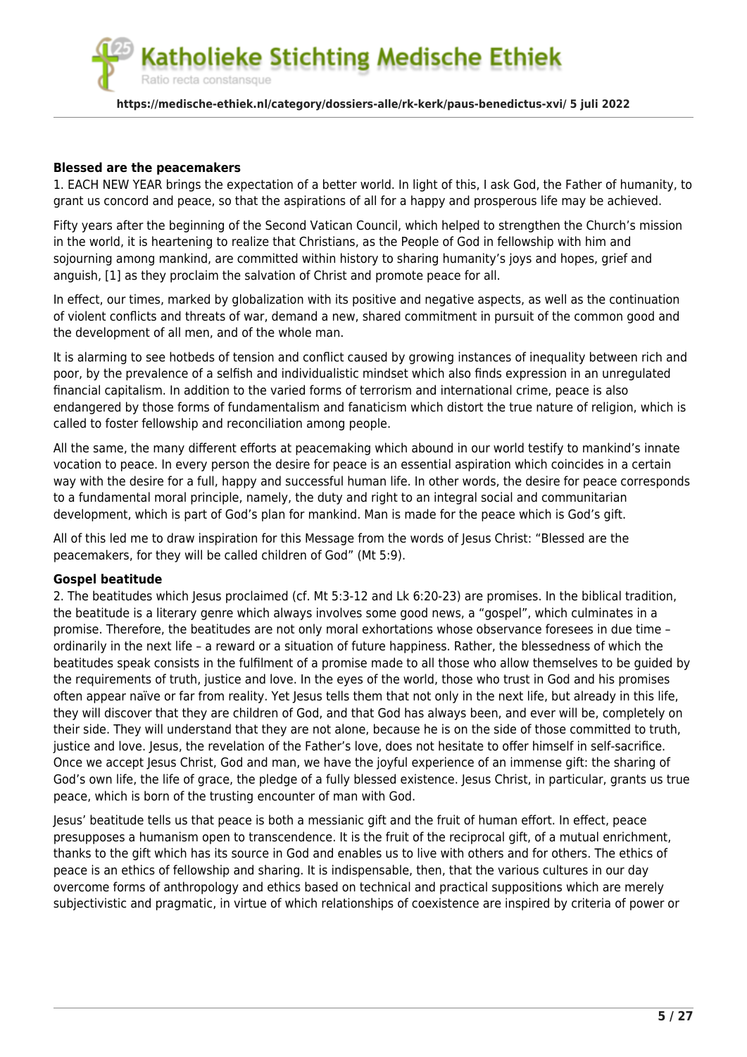**Blessed are the peacemakers**

1. EACH NEW YEAR brings the expectation of a better world. In light of this, I ask God, the Father of humanity, to grant us concord and peace, so that the aspirations of all for a happy and prosperous life may be achieved.

Fifty years after the beginning of the Second Vatican Council, which helped to strengthen the Church's mission in the world, it is heartening to realize that Christians, as the People of God in fellowship with him and sojourning among mankind, are committed within history to sharing humanity's joys and hopes, grief and anguish, [1] as they proclaim the salvation of Christ and promote peace for all.

In effect, our times, marked by globalization with its positive and negative aspects, as well as the continuation of violent conflicts and threats of war, demand a new, shared commitment in pursuit of the common good and the development of all men, and of the whole man.

It is alarming to see hotbeds of tension and conflict caused by growing instances of inequality between rich and poor, by the prevalence of a selfish and individualistic mindset which also finds expression in an unregulated financial capitalism. In addition to the varied forms of terrorism and international crime, peace is also endangered by those forms of fundamentalism and fanaticism which distort the true nature of religion, which is called to foster fellowship and reconciliation among people.

All the same, the many different efforts at peacemaking which abound in our world testify to mankind's innate vocation to peace. In every person the desire for peace is an essential aspiration which coincides in a certain way with the desire for a full, happy and successful human life. In other words, the desire for peace corresponds to a fundamental moral principle, namely, the duty and right to an integral social and communitarian development, which is part of God's plan for mankind. Man is made for the peace which is God's gift.

All of this led me to draw inspiration for this Message from the words of Jesus Christ: "Blessed are the peacemakers, for they will be called children of God" (Mt 5:9).

**Gospel beatitude**

2. The beatitudes which Jesus proclaimed (cf. Mt 5:3-12 and Lk 6:20-23) are promises. In the biblical tradition, the beatitude is a literary genre which always involves some good news, a "gospel", which culminates in a promise. Therefore, the beatitudes are not only moral exhortations whose observance foresees in due time – ordinarily in the next life – a reward or a situation of future happiness. Rather, the blessedness of which the beatitudes speak consists in the fulfilment of a promise made to all those who allow themselves to be guided by the requirements of truth, justice and love. In the eyes of the world, those who trust in God and his promises often appear naïve or far from reality. Yet Jesus tells them that not only in the next life, but already in this life, they will discover that they are children of God, and that God has always been, and ever will be, completely on their side. They will understand that they are not alone, because he is on the side of those committed to truth, justice and love. Jesus, the revelation of the Father's love, does not hesitate to offer himself in self-sacrifice. Once we accept Jesus Christ, God and man, we have the joyful experience of an immense gift: the sharing of God's own life, the life of grace, the pledge of a fully blessed existence. Jesus Christ, in particular, grants us true peace, which is born of the trusting encounter of man with God.

Jesus' beatitude tells us that peace is both a messianic gift and the fruit of human effort. In effect, peace presupposes a humanism open to transcendence. It is the fruit of the reciprocal gift, of a mutual enrichment, thanks to the gift which has its source in God and enables us to live with others and for others. The ethics of peace is an ethics of fellowship and sharing. It is indispensable, then, that the various cultures in our day overcome forms of anthropology and ethics based on technical and practical suppositions which are merely subjectivistic and pragmatic, in virtue of which relationships of coexistence are inspired by criteria of power or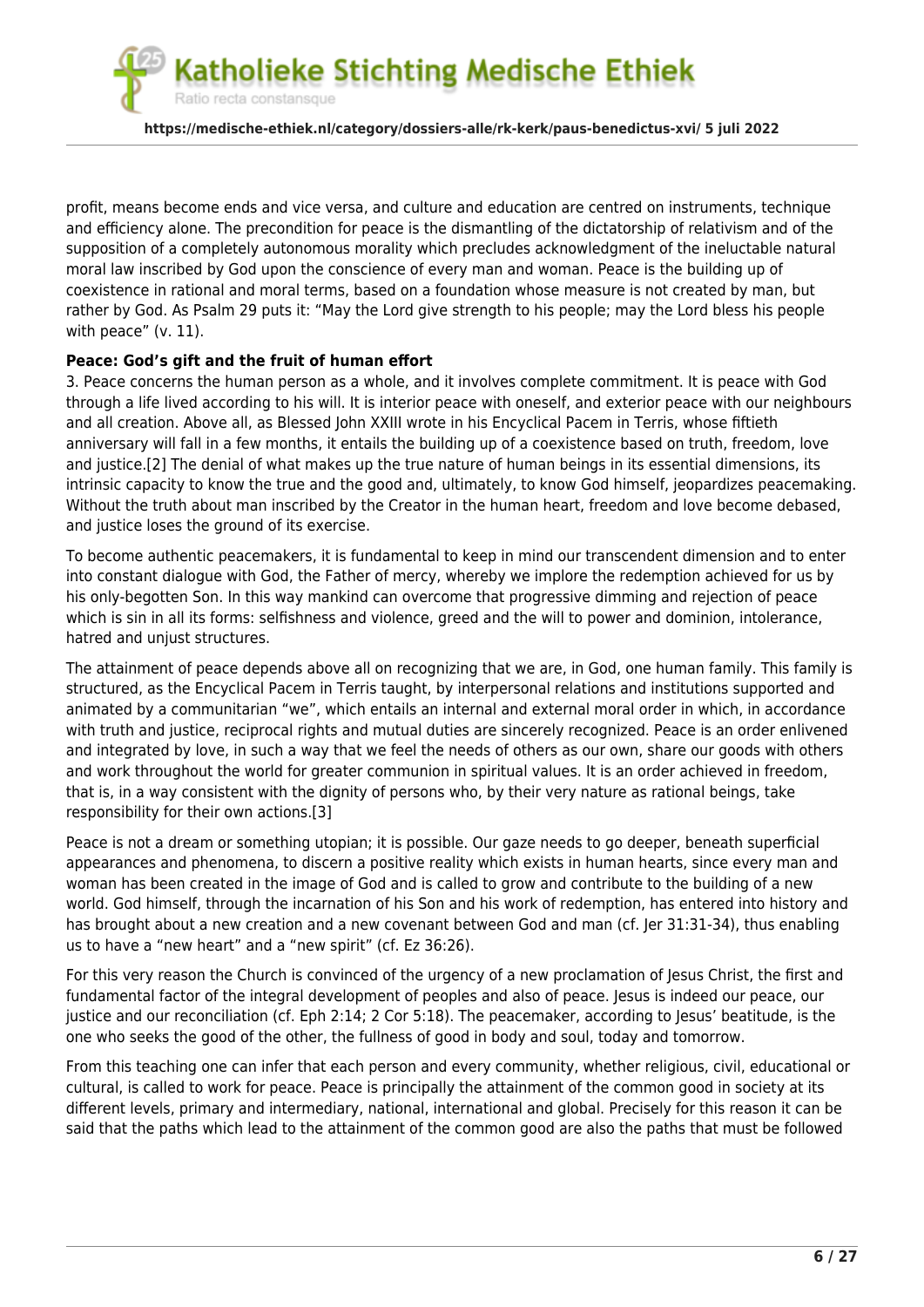profit, means become ends and vice versa, and culture and education are centred on instruments, technique and efficiency alone. The precondition for peace is the dismantling of the dictatorship of relativism and of the supposition of a completely autonomous morality which precludes acknowledgment of the ineluctable natural moral law inscribed by God upon the conscience of every man and woman. Peace is the building up of coexistence in rational and moral terms, based on a foundation whose measure is not created by man, but rather by God. As Psalm 29 puts it: "May the Lord give strength to his people; may the Lord bless his people with peace" (v. 11).

**Peace: God's gift and the fruit of human effort**

3. Peace concerns the human person as a whole, and it involves complete commitment. It is peace with God through a life lived according to his will. It is interior peace with oneself, and exterior peace with our neighbours and all creation. Above all, as Blessed John XXIII wrote in his Encyclical Pacem in Terris, whose fiftieth anniversary will fall in a few months, it entails the building up of a coexistence based on truth, freedom, love and justice.[2] The denial of what makes up the true nature of human beings in its essential dimensions, its intrinsic capacity to know the true and the good and, ultimately, to know God himself, jeopardizes peacemaking. Without the truth about man inscribed by the Creator in the human heart, freedom and love become debased, and justice loses the ground of its exercise.

To become authentic peacemakers, it is fundamental to keep in mind our transcendent dimension and to enter into constant dialogue with God, the Father of mercy, whereby we implore the redemption achieved for us by his only-begotten Son. In this way mankind can overcome that progressive dimming and rejection of peace which is sin in all its forms: selfishness and violence, greed and the will to power and dominion, intolerance, hatred and unjust structures.

The attainment of peace depends above all on recognizing that we are, in God, one human family. This family is structured, as the Encyclical Pacem in Terris taught, by interpersonal relations and institutions supported and animated by a communitarian "we", which entails an internal and external moral order in which, in accordance with truth and justice, reciprocal rights and mutual duties are sincerely recognized. Peace is an order enlivened and integrated by love, in such a way that we feel the needs of others as our own, share our goods with others and work throughout the world for greater communion in spiritual values. It is an order achieved in freedom, that is, in a way consistent with the dignity of persons who, by their very nature as rational beings, take responsibility for their own actions.[3]

Peace is not a dream or something utopian; it is possible. Our gaze needs to go deeper, beneath superficial appearances and phenomena, to discern a positive reality which exists in human hearts, since every man and woman has been created in the image of God and is called to grow and contribute to the building of a new world. God himself, through the incarnation of his Son and his work of redemption, has entered into history and has brought about a new creation and a new covenant between God and man (cf. Jer 31:31-34), thus enabling us to have a "new heart" and a "new spirit" (cf. Ez 36:26).

For this very reason the Church is convinced of the urgency of a new proclamation of Jesus Christ, the first and fundamental factor of the integral development of peoples and also of peace. Jesus is indeed our peace, our justice and our reconciliation (cf. Eph 2:14; 2 Cor 5:18). The peacemaker, according to Jesus' beatitude, is the one who seeks the good of the other, the fullness of good in body and soul, today and tomorrow.

From this teaching one can infer that each person and every community, whether religious, civil, educational or cultural, is called to work for peace. Peace is principally the attainment of the common good in society at its different levels, primary and intermediary, national, international and global. Precisely for this reason it can be said that the paths which lead to the attainment of the common good are also the paths that must be followed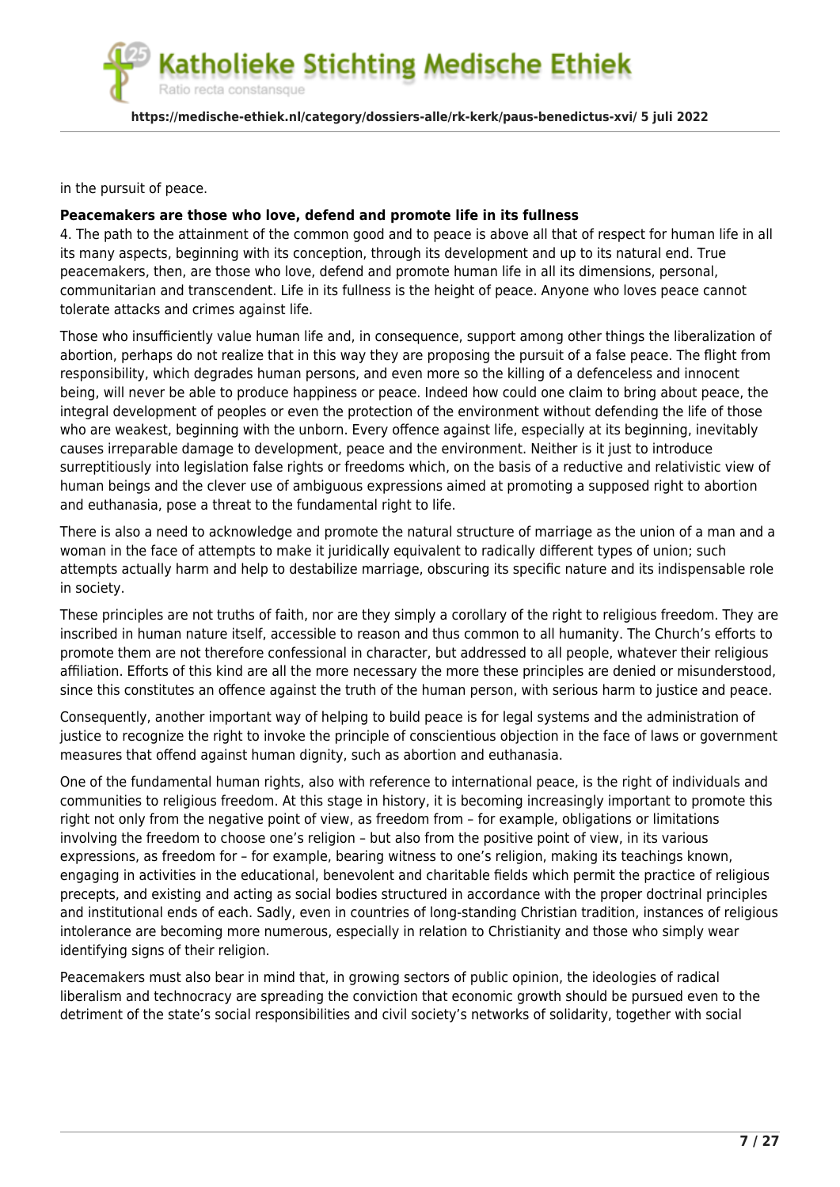in the pursuit of peace.

**Peacemakers are those who love, defend and promote life in its fullness**

4. The path to the attainment of the common good and to peace is above all that of respect for human life in all its many aspects, beginning with its conception, through its development and up to its natural end. True peacemakers, then, are those who love, defend and promote human life in all its dimensions, personal, communitarian and transcendent. Life in its fullness is the height of peace. Anyone who loves peace cannot tolerate attacks and crimes against life.

Those who insufficiently value human life and, in consequence, support among other things the liberalization of abortion, perhaps do not realize that in this way they are proposing the pursuit of a false peace. The flight from responsibility, which degrades human persons, and even more so the killing of a defenceless and innocent being, will never be able to produce happiness or peace. Indeed how could one claim to bring about peace, the integral development of peoples or even the protection of the environment without defending the life of those who are weakest, beginning with the unborn. Every offence against life, especially at its beginning, inevitably causes irreparable damage to development, peace and the environment. Neither is it just to introduce surreptitiously into legislation false rights or freedoms which, on the basis of a reductive and relativistic view of human beings and the clever use of ambiguous expressions aimed at promoting a supposed right to abortion and euthanasia, pose a threat to the fundamental right to life.

There is also a need to acknowledge and promote the natural structure of marriage as the union of a man and a woman in the face of attempts to make it juridically equivalent to radically different types of union; such attempts actually harm and help to destabilize marriage, obscuring its specific nature and its indispensable role in society.

These principles are not truths of faith, nor are they simply a corollary of the right to religious freedom. They are inscribed in human nature itself, accessible to reason and thus common to all humanity. The Church's efforts to promote them are not therefore confessional in character, but addressed to all people, whatever their religious affiliation. Efforts of this kind are all the more necessary the more these principles are denied or misunderstood, since this constitutes an offence against the truth of the human person, with serious harm to justice and peace.

Consequently, another important way of helping to build peace is for legal systems and the administration of justice to recognize the right to invoke the principle of conscientious objection in the face of laws or government measures that offend against human dignity, such as abortion and euthanasia.

One of the fundamental human rights, also with reference to international peace, is the right of individuals and communities to religious freedom. At this stage in history, it is becoming increasingly important to promote this right not only from the negative point of view, as freedom from – for example, obligations or limitations involving the freedom to choose one's religion – but also from the positive point of view, in its various expressions, as freedom for – for example, bearing witness to one's religion, making its teachings known, engaging in activities in the educational, benevolent and charitable fields which permit the practice of religious precepts, and existing and acting as social bodies structured in accordance with the proper doctrinal principles and institutional ends of each. Sadly, even in countries of long-standing Christian tradition, instances of religious intolerance are becoming more numerous, especially in relation to Christianity and those who simply wear identifying signs of their religion.

Peacemakers must also bear in mind that, in growing sectors of public opinion, the ideologies of radical liberalism and technocracy are spreading the conviction that economic growth should be pursued even to the detriment of the state's social responsibilities and civil society's networks of solidarity, together with social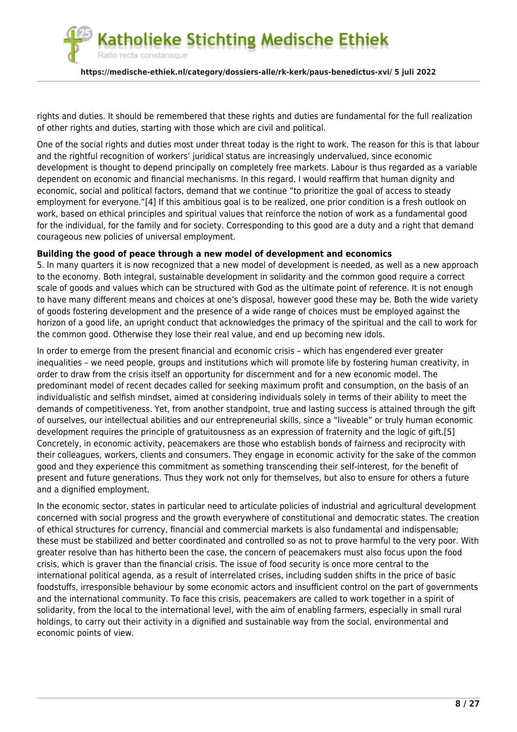rights and duties. It should be remembered that these rights and duties are fundamental for the full realization of other rights and duties, starting with those which are civil and political.

One of the social rights and duties most under threat today is the right to work. The reason for this is that labour and the rightful recognition of workers' juridical status are increasingly undervalued, since economic development is thought to depend principally on completely free markets. Labour is thus regarded as a variable dependent on economic and financial mechanisms. In this regard, I would reaffirm that human dignity and economic, social and political factors, demand that we continue "to prioritize the goal of access to steady employment for everyone."[4] If this ambitious goal is to be realized, one prior condition is a fresh outlook on work, based on ethical principles and spiritual values that reinforce the notion of work as a fundamental good for the individual, for the family and for society. Corresponding to this good are a duty and a right that demand courageous new policies of universal employment.

**Building the good of peace through a new model of development and economics**

5. In many quarters it is now recognized that a new model of development is needed, as well as a new approach to the economy. Both integral, sustainable development in solidarity and the common good require a correct scale of goods and values which can be structured with God as the ultimate point of reference. It is not enough to have many different means and choices at one's disposal, however good these may be. Both the wide variety of goods fostering development and the presence of a wide range of choices must be employed against the horizon of a good life, an upright conduct that acknowledges the primacy of the spiritual and the call to work for the common good. Otherwise they lose their real value, and end up becoming new idols.

In order to emerge from the present financial and economic crisis – which has engendered ever greater inequalities – we need people, groups and institutions which will promote life by fostering human creativity, in order to draw from the crisis itself an opportunity for discernment and for a new economic model. The predominant model of recent decades called for seeking maximum profit and consumption, on the basis of an individualistic and selfish mindset, aimed at considering individuals solely in terms of their ability to meet the demands of competitiveness. Yet, from another standpoint, true and lasting success is attained through the gift of ourselves, our intellectual abilities and our entrepreneurial skills, since a "liveable" or truly human economic development requires the principle of gratuitousness as an expression of fraternity and the logic of gift.[5] Concretely, in economic activity, peacemakers are those who establish bonds of fairness and reciprocity with their colleagues, workers, clients and consumers. They engage in economic activity for the sake of the common good and they experience this commitment as something transcending their self-interest, for the benefit of present and future generations. Thus they work not only for themselves, but also to ensure for others a future and a dignified employment.

In the economic sector, states in particular need to articulate policies of industrial and agricultural development concerned with social progress and the growth everywhere of constitutional and democratic states. The creation of ethical structures for currency, financial and commercial markets is also fundamental and indispensable; these must be stabilized and better coordinated and controlled so as not to prove harmful to the very poor. With greater resolve than has hitherto been the case, the concern of peacemakers must also focus upon the food crisis, which is graver than the financial crisis. The issue of food security is once more central to the international political agenda, as a result of interrelated crises, including sudden shifts in the price of basic foodstuffs, irresponsible behaviour by some economic actors and insufficient control on the part of governments and the international community. To face this crisis, peacemakers are called to work together in a spirit of solidarity, from the local to the international level, with the aim of enabling farmers, especially in small rural holdings, to carry out their activity in a dignified and sustainable way from the social, environmental and economic points of view.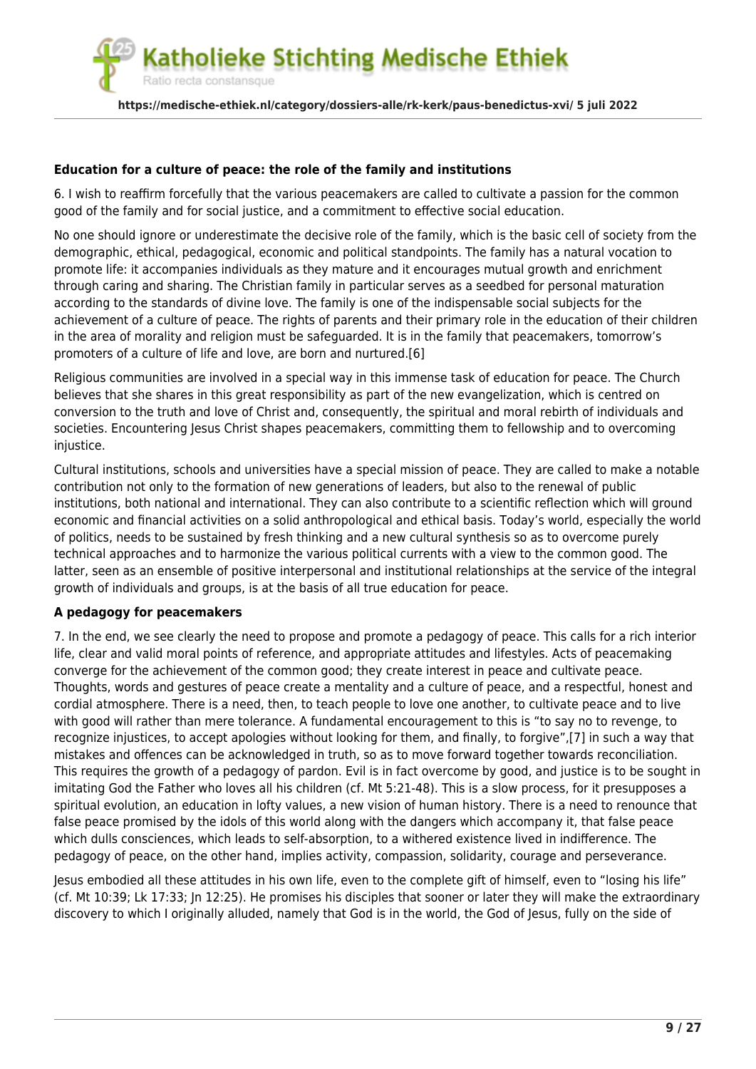**Education for a culture of peace: the role of the family and institutions**

6. I wish to reaffirm forcefully that the various peacemakers are called to cultivate a passion for the common good of the family and for social justice, and a commitment to effective social education.

No one should ignore or underestimate the decisive role of the family, which is the basic cell of society from the demographic, ethical, pedagogical, economic and political standpoints. The family has a natural vocation to promote life: it accompanies individuals as they mature and it encourages mutual growth and enrichment through caring and sharing. The Christian family in particular serves as a seedbed for personal maturation according to the standards of divine love. The family is one of the indispensable social subjects for the achievement of a culture of peace. The rights of parents and their primary role in the education of their children in the area of morality and religion must be safeguarded. It is in the family that peacemakers, tomorrow's promoters of a culture of life and love, are born and nurtured.[6]

Religious communities are involved in a special way in this immense task of education for peace. The Church believes that she shares in this great responsibility as part of the new evangelization, which is centred on conversion to the truth and love of Christ and, consequently, the spiritual and moral rebirth of individuals and societies. Encountering Jesus Christ shapes peacemakers, committing them to fellowship and to overcoming injustice.

Cultural institutions, schools and universities have a special mission of peace. They are called to make a notable contribution not only to the formation of new generations of leaders, but also to the renewal of public institutions, both national and international. They can also contribute to a scientific reflection which will ground economic and financial activities on a solid anthropological and ethical basis. Today's world, especially the world of politics, needs to be sustained by fresh thinking and a new cultural synthesis so as to overcome purely technical approaches and to harmonize the various political currents with a view to the common good. The latter, seen as an ensemble of positive interpersonal and institutional relationships at the service of the integral growth of individuals and groups, is at the basis of all true education for peace.

**A pedagogy for peacemakers**

7. In the end, we see clearly the need to propose and promote a pedagogy of peace. This calls for a rich interior life, clear and valid moral points of reference, and appropriate attitudes and lifestyles. Acts of peacemaking converge for the achievement of the common good; they create interest in peace and cultivate peace. Thoughts, words and gestures of peace create a mentality and a culture of peace, and a respectful, honest and cordial atmosphere. There is a need, then, to teach people to love one another, to cultivate peace and to live with good will rather than mere tolerance. A fundamental encouragement to this is "to say no to revenge, to recognize injustices, to accept apologies without looking for them, and finally, to forgive",[7] in such a way that mistakes and offences can be acknowledged in truth, so as to move forward together towards reconciliation. This requires the growth of a pedagogy of pardon. Evil is in fact overcome by good, and justice is to be sought in imitating God the Father who loves all his children (cf. Mt 5:21-48). This is a slow process, for it presupposes a spiritual evolution, an education in lofty values, a new vision of human history. There is a need to renounce that false peace promised by the idols of this world along with the dangers which accompany it, that false peace which dulls consciences, which leads to self-absorption, to a withered existence lived in indifference. The pedagogy of peace, on the other hand, implies activity, compassion, solidarity, courage and perseverance.

Jesus embodied all these attitudes in his own life, even to the complete gift of himself, even to "losing his life" (cf. Mt 10:39; Lk 17:33; Jn 12:25). He promises his disciples that sooner or later they will make the extraordinary discovery to which I originally alluded, namely that God is in the world, the God of Jesus, fully on the side of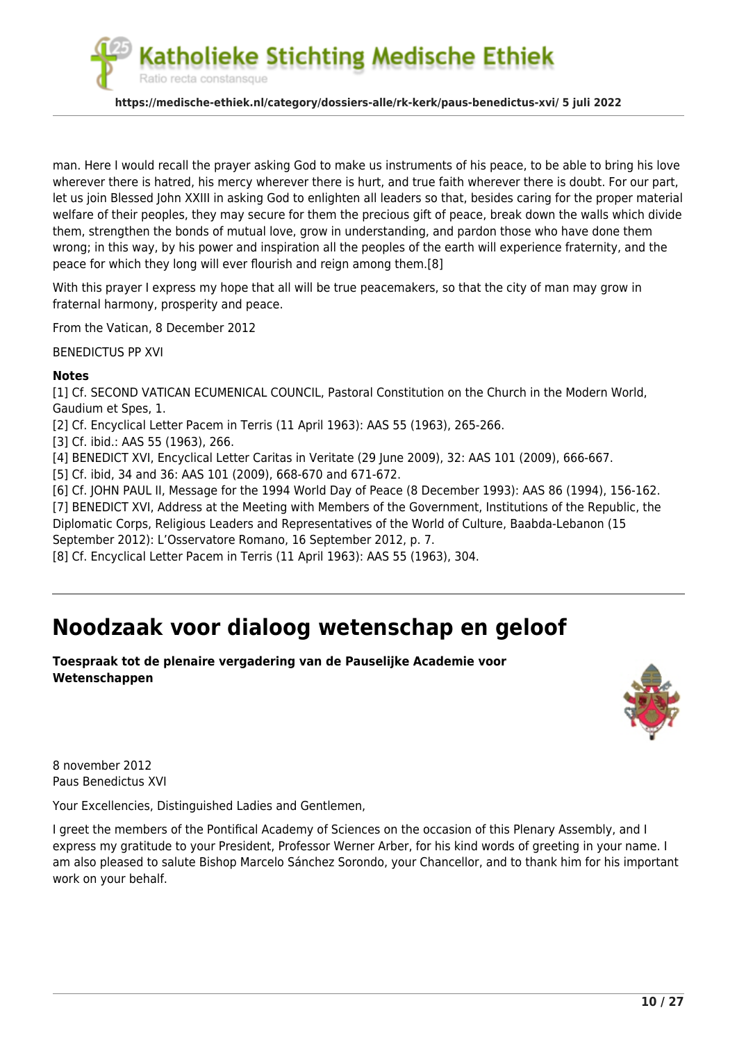man. Here I would recall the prayer asking God to make us instruments of his peace, to be able to bring his love wherever there is hatred, his mercy wherever there is hurt, and true faith wherever there is doubt. For our part, let us join Blessed John XXIII in asking God to enlighten all leaders so that, besides caring for the proper material welfare of their peoples, they may secure for them the precious gift of peace, break down the walls which divide them, strengthen the bonds of mutual love, grow in understanding, and pardon those who have done them wrong; in this way, by his power and inspiration all the peoples of the earth will experience fraternity, and the peace for which they long will ever flourish and reign among them.[8]

With this prayer I express my hope that all will be true peacemakers, so that the city of man may grow in fraternal harmony, prosperity and peace.

From the Vatican, 8 December 2012

BENEDICTUS PP XVI

**Notes**
[1] Cf. SECOND VATICAN ECUMENICAL COUNCIL, Pastoral Constitution on the Church in the Modern World, Gaudium et Spes, 1.
[2] Cf. Encyclical Letter Pacem in Terris (11 April 1963): AAS 55 (1963), 265-266.
[3] Cf. ibid.: AAS 55 (1963), 266.
[4] BENEDICT XVI, Encyclical Letter Caritas in Veritate (29 June 2009), 32: AAS 101 (2009), 666-667.
[5] Cf. ibid, 34 and 36: AAS 101 (2009), 668-670 and 671-672.
[6] Cf. JOHN PAUL II, Message for the 1994 World Day of Peace (8 December 1993): AAS 86 (1994), 156-162.
[7] BENEDICT XVI, Address at the Meeting with Members of the Government, Institutions of the Republic, the Diplomatic Corps, Religious Leaders and Representatives of the World of Culture, Baabda-Lebanon (15 September 2012): L'Osservatore Romano, 16 September 2012, p. 7.
[8] Cf. Encyclical Letter Pacem in Terris (11 April 1963): AAS 55 (1963), 304.

---

# Noodzaak voor dialoog wetenschap en geloof

**Toespraak tot de plenaire vergadering van de Pauselijke Academie voor Wetenschappen**

8 november 2012
Paus Benedictus XVI

Your Excellencies, Distinguished Ladies and Gentlemen,

I greet the members of the Pontifical Academy of Sciences on the occasion of this Plenary Assembly, and I express my gratitude to your President, Professor Werner Arber, for his kind words of greeting in your name. I am also pleased to salute Bishop Marcelo Sánchez Sorondo, your Chancellor, and to thank him for his important work on your behalf.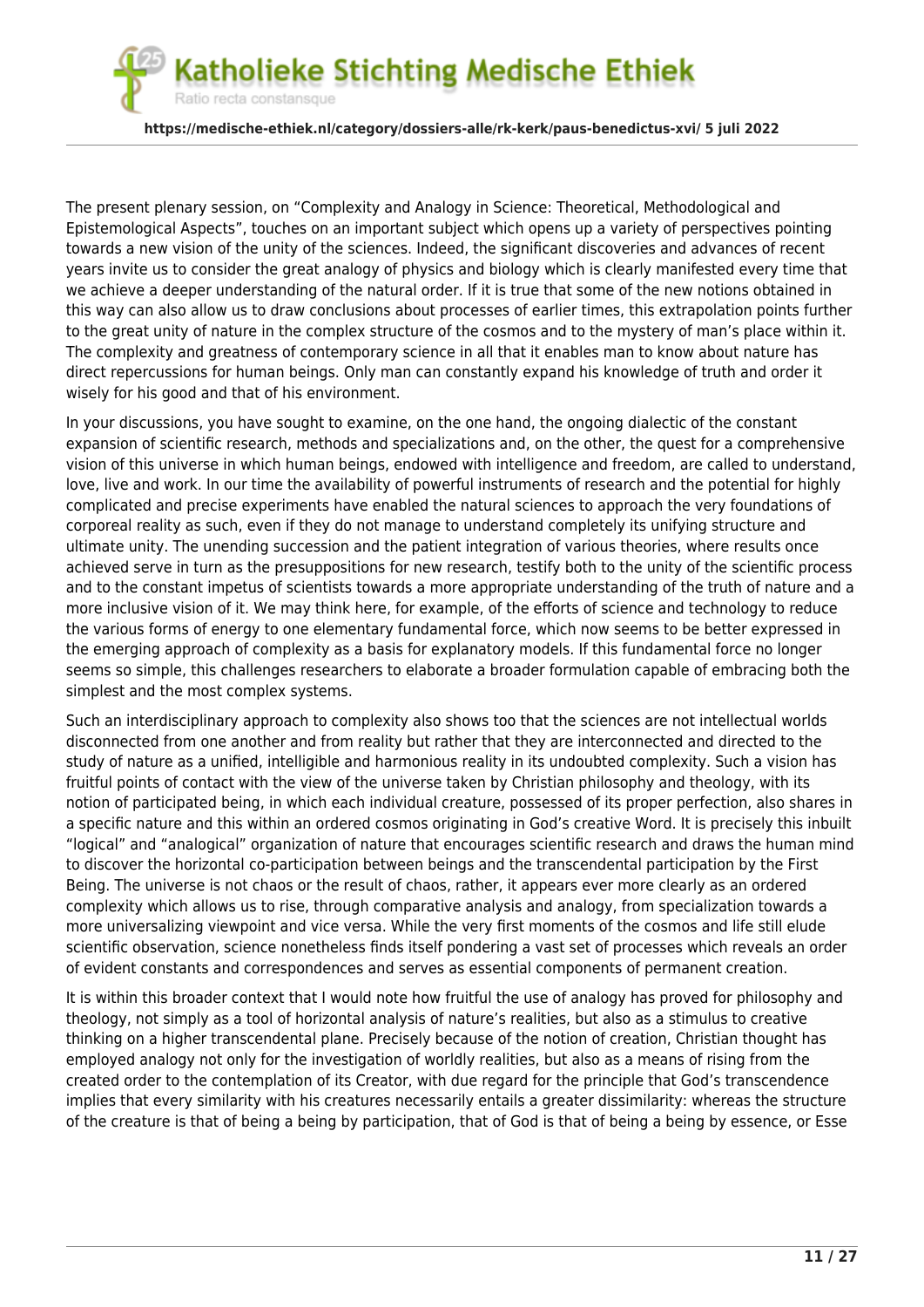The present plenary session, on “Complexity and Analogy in Science: Theoretical, Methodological and Epistemological Aspects”, touches on an important subject which opens up a variety of perspectives pointing towards a new vision of the unity of the sciences. Indeed, the significant discoveries and advances of recent years invite us to consider the great analogy of physics and biology which is clearly manifested every time that we achieve a deeper understanding of the natural order. If it is true that some of the new notions obtained in this way can also allow us to draw conclusions about processes of earlier times, this extrapolation points further to the great unity of nature in the complex structure of the cosmos and to the mystery of man’s place within it. The complexity and greatness of contemporary science in all that it enables man to know about nature has direct repercussions for human beings. Only man can constantly expand his knowledge of truth and order it wisely for his good and that of his environment.

In your discussions, you have sought to examine, on the one hand, the ongoing dialectic of the constant expansion of scientific research, methods and specializations and, on the other, the quest for a comprehensive vision of this universe in which human beings, endowed with intelligence and freedom, are called to understand, love, live and work. In our time the availability of powerful instruments of research and the potential for highly complicated and precise experiments have enabled the natural sciences to approach the very foundations of corporeal reality as such, even if they do not manage to understand completely its unifying structure and ultimate unity. The unending succession and the patient integration of various theories, where results once achieved serve in turn as the presuppositions for new research, testify both to the unity of the scientific process and to the constant impetus of scientists towards a more appropriate understanding of the truth of nature and a more inclusive vision of it. We may think here, for example, of the efforts of science and technology to reduce the various forms of energy to one elementary fundamental force, which now seems to be better expressed in the emerging approach of complexity as a basis for explanatory models. If this fundamental force no longer seems so simple, this challenges researchers to elaborate a broader formulation capable of embracing both the simplest and the most complex systems.

Such an interdisciplinary approach to complexity also shows too that the sciences are not intellectual worlds disconnected from one another and from reality but rather that they are interconnected and directed to the study of nature as a unified, intelligible and harmonious reality in its undoubted complexity. Such a vision has fruitful points of contact with the view of the universe taken by Christian philosophy and theology, with its notion of participated being, in which each individual creature, possessed of its proper perfection, also shares in a specific nature and this within an ordered cosmos originating in God’s creative Word. It is precisely this inbuilt “logical” and “analogical” organization of nature that encourages scientific research and draws the human mind to discover the horizontal co-participation between beings and the transcendental participation by the First Being. The universe is not chaos or the result of chaos, rather, it appears ever more clearly as an ordered complexity which allows us to rise, through comparative analysis and analogy, from specialization towards a more universalizing viewpoint and vice versa. While the very first moments of the cosmos and life still elude scientific observation, science nonetheless finds itself pondering a vast set of processes which reveals an order of evident constants and correspondences and serves as essential components of permanent creation.

It is within this broader context that I would note how fruitful the use of analogy has proved for philosophy and theology, not simply as a tool of horizontal analysis of nature’s realities, but also as a stimulus to creative thinking on a higher transcendental plane. Precisely because of the notion of creation, Christian thought has employed analogy not only for the investigation of worldly realities, but also as a means of rising from the created order to the contemplation of its Creator, with due regard for the principle that God’s transcendence implies that every similarity with his creatures necessarily entails a greater dissimilarity: whereas the structure of the creature is that of being a being by participation, that of God is that of being a being by essence, or Esse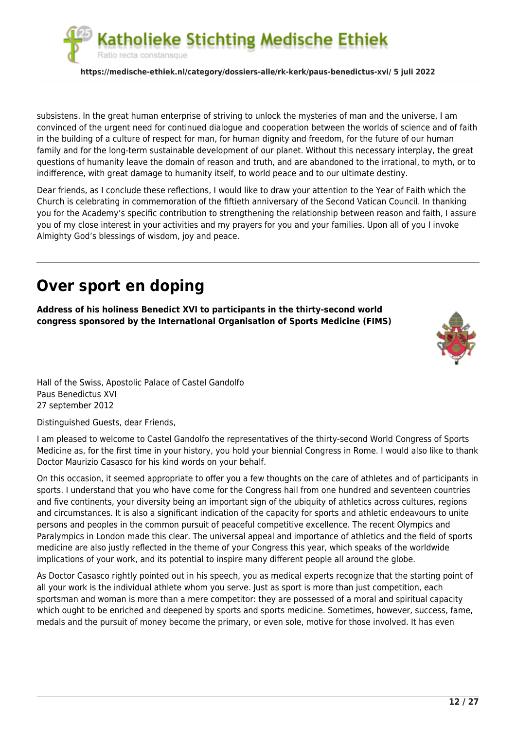subsistens. In the great human enterprise of striving to unlock the mysteries of man and the universe, I am convinced of the urgent need for continued dialogue and cooperation between the worlds of science and of faith in the building of a culture of respect for man, for human dignity and freedom, for the future of our human family and for the long-term sustainable development of our planet. Without this necessary interplay, the great questions of humanity leave the domain of reason and truth, and are abandoned to the irrational, to myth, or to indifference, with great damage to humanity itself, to world peace and to our ultimate destiny.

Dear friends, as I conclude these reflections, I would like to draw your attention to the Year of Faith which the Church is celebrating in commemoration of the fiftieth anniversary of the Second Vatican Council. In thanking you for the Academy's specific contribution to strengthening the relationship between reason and faith, I assure you of my close interest in your activities and my prayers for you and your families. Upon all of you I invoke Almighty God's blessings of wisdom, joy and peace.

---

# Over sport en doping

**Address of his holiness Benedict XVI to participants in the thirty-second world congress sponsored by the International Organisation of Sports Medicine (FIMS)**

Hall of the Swiss, Apostolic Palace of Castel Gandolfo
Paus Benedictus XVI
27 september 2012

Distinguished Guests, dear Friends,

I am pleased to welcome to Castel Gandolfo the representatives of the thirty-second World Congress of Sports Medicine as, for the first time in your history, you hold your biennial Congress in Rome. I would also like to thank Doctor Maurizio Casasco for his kind words on your behalf.

On this occasion, it seemed appropriate to offer you a few thoughts on the care of athletes and of participants in sports. I understand that you who have come for the Congress hail from one hundred and seventeen countries and five continents, your diversity being an important sign of the ubiquity of athletics across cultures, regions and circumstances. It is also a significant indication of the capacity for sports and athletic endeavours to unite persons and peoples in the common pursuit of peaceful competitive excellence. The recent Olympics and Paralympics in London made this clear. The universal appeal and importance of athletics and the field of sports medicine are also justly reflected in the theme of your Congress this year, which speaks of the worldwide implications of your work, and its potential to inspire many different people all around the globe.

As Doctor Casasco rightly pointed out in his speech, you as medical experts recognize that the starting point of all your work is the individual athlete whom you serve. Just as sport is more than just competition, each sportsman and woman is more than a mere competitor: they are possessed of a moral and spiritual capacity which ought to be enriched and deepened by sports and sports medicine. Sometimes, however, success, fame, medals and the pursuit of money become the primary, or even sole, motive for those involved. It has even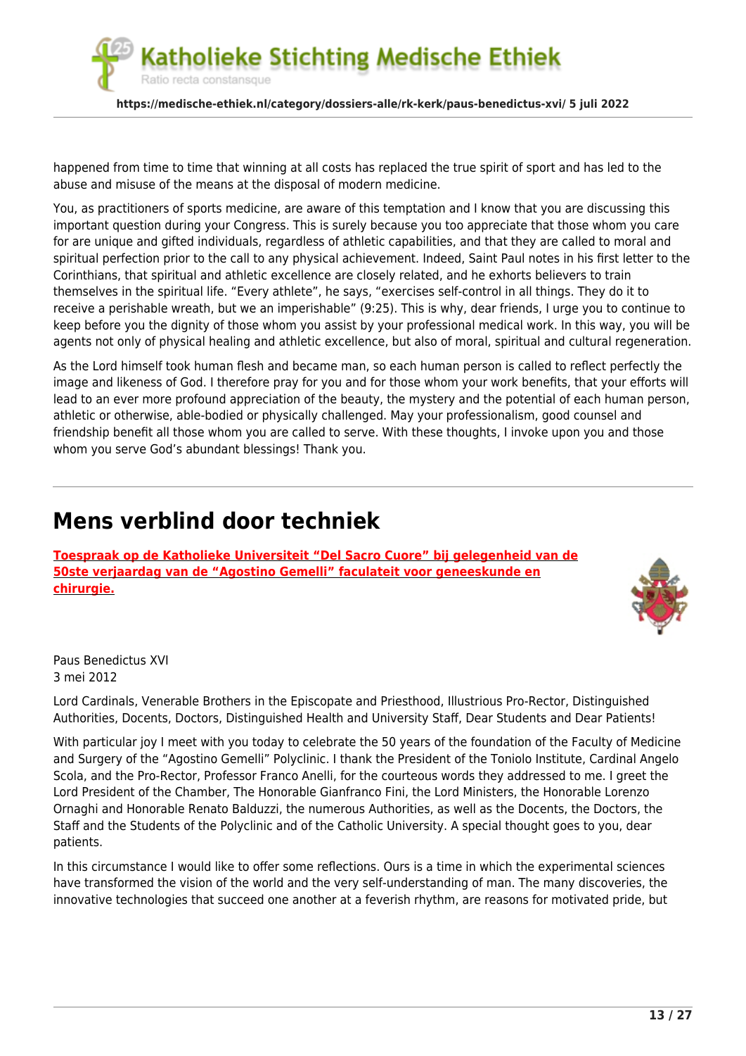happened from time to time that winning at all costs has replaced the true spirit of sport and has led to the abuse and misuse of the means at the disposal of modern medicine.

You, as practitioners of sports medicine, are aware of this temptation and I know that you are discussing this important question during your Congress. This is surely because you too appreciate that those whom you care for are unique and gifted individuals, regardless of athletic capabilities, and that they are called to moral and spiritual perfection prior to the call to any physical achievement. Indeed, Saint Paul notes in his first letter to the Corinthians, that spiritual and athletic excellence are closely related, and he exhorts believers to train themselves in the spiritual life. "Every athlete", he says, "exercises self-control in all things. They do it to receive a perishable wreath, but we an imperishable" (9:25). This is why, dear friends, I urge you to continue to keep before you the dignity of those whom you assist by your professional medical work. In this way, you will be agents not only of physical healing and athletic excellence, but also of moral, spiritual and cultural regeneration.

As the Lord himself took human flesh and became man, so each human person is called to reflect perfectly the image and likeness of God. I therefore pray for you and for those whom your work benefits, that your efforts will lead to an ever more profound appreciation of the beauty, the mystery and the potential of each human person, athletic or otherwise, able-bodied or physically challenged. May your professionalism, good counsel and friendship benefit all those whom you are called to serve. With these thoughts, I invoke upon you and those whom you serve God's abundant blessings! Thank you.

---

# Mens verblind door techniek

**Toespraak op de Katholieke Universiteit "Del Sacro Cuore" bij gelegenheid van de 50ste verjaardag van de "Agostino Gemelli" faculateit voor geneeskunde en chirurgie.**

Paus Benedictus XVI
3 mei 2012

Lord Cardinals, Venerable Brothers in the Episcopate and Priesthood, Illustrious Pro-Rector, Distinguished Authorities, Docents, Doctors, Distinguished Health and University Staff, Dear Students and Dear Patients!

With particular joy I meet with you today to celebrate the 50 years of the foundation of the Faculty of Medicine and Surgery of the "Agostino Gemelli" Polyclinic. I thank the President of the Toniolo Institute, Cardinal Angelo Scola, and the Pro-Rector, Professor Franco Anelli, for the courteous words they addressed to me. I greet the Lord President of the Chamber, The Honorable Gianfranco Fini, the Lord Ministers, the Honorable Lorenzo Ornaghi and Honorable Renato Balduzzi, the numerous Authorities, as well as the Docents, the Doctors, the Staff and the Students of the Polyclinic and of the Catholic University. A special thought goes to you, dear patients.

In this circumstance I would like to offer some reflections. Ours is a time in which the experimental sciences have transformed the vision of the world and the very self-understanding of man. The many discoveries, the innovative technologies that succeed one another at a feverish rhythm, are reasons for motivated pride, but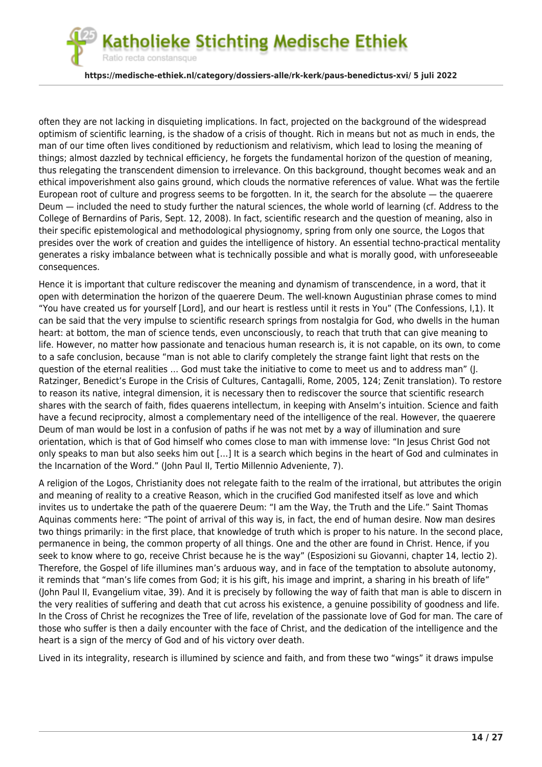often they are not lacking in disquieting implications. In fact, projected on the background of the widespread optimism of scientific learning, is the shadow of a crisis of thought. Rich in means but not as much in ends, the man of our time often lives conditioned by reductionism and relativism, which lead to losing the meaning of things; almost dazzled by technical efficiency, he forgets the fundamental horizon of the question of meaning, thus relegating the transcendent dimension to irrelevance. On this background, thought becomes weak and an ethical impoverishment also gains ground, which clouds the normative references of value. What was the fertile European root of culture and progress seems to be forgotten. In it, the search for the absolute — the quaerere Deum — included the need to study further the natural sciences, the whole world of learning (cf. Address to the College of Bernardins of Paris, Sept. 12, 2008). In fact, scientific research and the question of meaning, also in their specific epistemological and methodological physiognomy, spring from only one source, the Logos that presides over the work of creation and guides the intelligence of history. An essential techno-practical mentality generates a risky imbalance between what is technically possible and what is morally good, with unforeseeable consequences.

Hence it is important that culture rediscover the meaning and dynamism of transcendence, in a word, that it open with determination the horizon of the quaerere Deum. The well-known Augustinian phrase comes to mind "You have created us for yourself [Lord], and our heart is restless until it rests in You" (The Confessions, I,1). It can be said that the very impulse to scientific research springs from nostalgia for God, who dwells in the human heart: at bottom, the man of science tends, even unconsciously, to reach that truth that can give meaning to life. However, no matter how passionate and tenacious human research is, it is not capable, on its own, to come to a safe conclusion, because "man is not able to clarify completely the strange faint light that rests on the question of the eternal realities … God must take the initiative to come to meet us and to address man" (J. Ratzinger, Benedict's Europe in the Crisis of Cultures, Cantagalli, Rome, 2005, 124; Zenit translation). To restore to reason its native, integral dimension, it is necessary then to rediscover the source that scientific research shares with the search of faith, fides quaerens intellectum, in keeping with Anselm's intuition. Science and faith have a fecund reciprocity, almost a complementary need of the intelligence of the real. However, the quaerere Deum of man would be lost in a confusion of paths if he was not met by a way of illumination and sure orientation, which is that of God himself who comes close to man with immense love: "In Jesus Christ God not only speaks to man but also seeks him out […] It is a search which begins in the heart of God and culminates in the Incarnation of the Word." (John Paul II, Tertio Millennio Adveniente, 7).

A religion of the Logos, Christianity does not relegate faith to the realm of the irrational, but attributes the origin and meaning of reality to a creative Reason, which in the crucified God manifested itself as love and which invites us to undertake the path of the quaerere Deum: "I am the Way, the Truth and the Life." Saint Thomas Aquinas comments here: "The point of arrival of this way is, in fact, the end of human desire. Now man desires two things primarily: in the first place, that knowledge of truth which is proper to his nature. In the second place, permanence in being, the common property of all things. One and the other are found in Christ. Hence, if you seek to know where to go, receive Christ because he is the way" (Esposizioni su Giovanni, chapter 14, lectio 2). Therefore, the Gospel of life illumines man's arduous way, and in face of the temptation to absolute autonomy, it reminds that "man's life comes from God; it is his gift, his image and imprint, a sharing in his breath of life" (John Paul II, Evangelium vitae, 39). And it is precisely by following the way of faith that man is able to discern in the very realities of suffering and death that cut across his existence, a genuine possibility of goodness and life. In the Cross of Christ he recognizes the Tree of life, revelation of the passionate love of God for man. The care of those who suffer is then a daily encounter with the face of Christ, and the dedication of the intelligence and the heart is a sign of the mercy of God and of his victory over death.

Lived in its integrality, research is illumined by science and faith, and from these two "wings" it draws impulse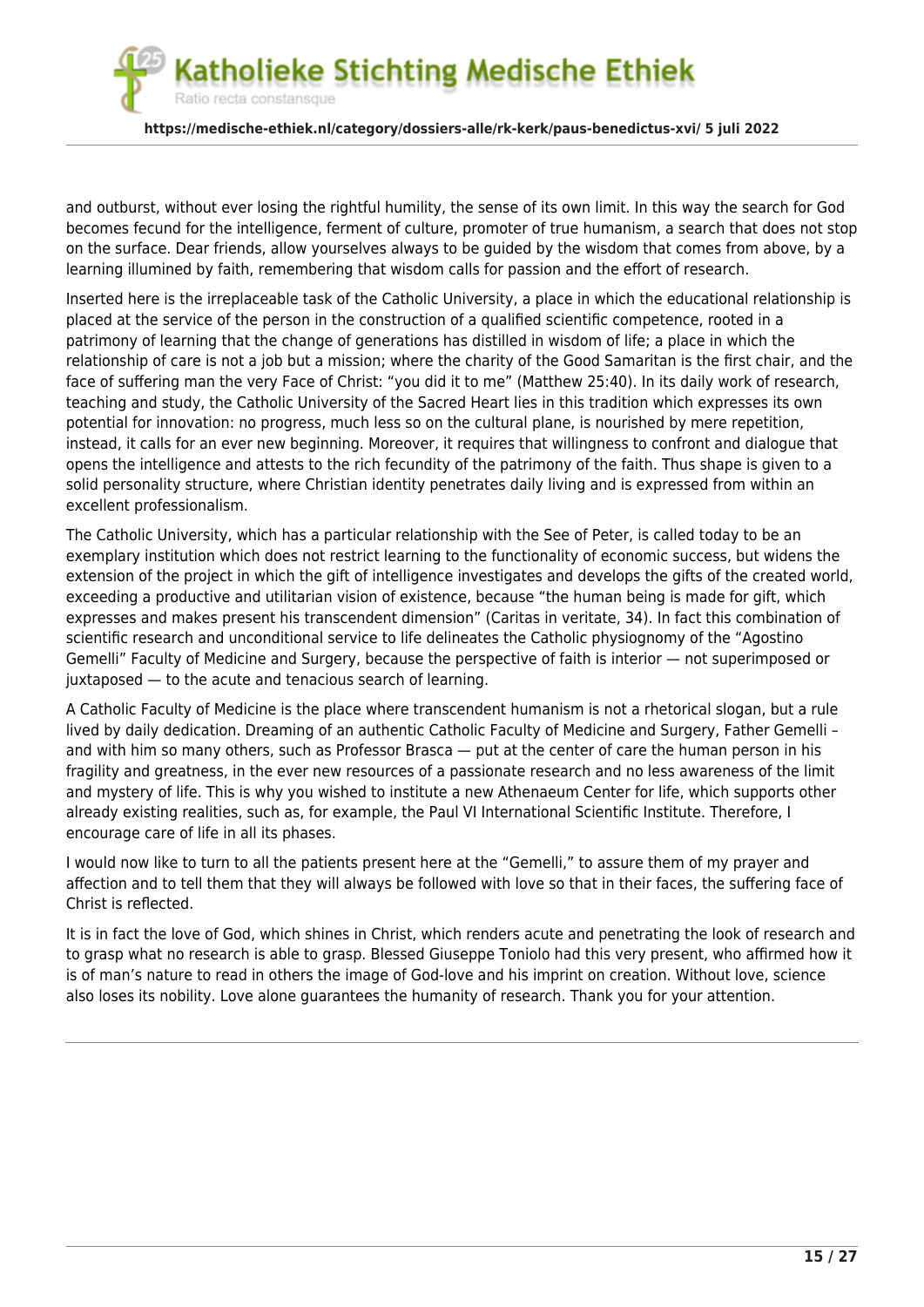and outburst, without ever losing the rightful humility, the sense of its own limit. In this way the search for God becomes fecund for the intelligence, ferment of culture, promoter of true humanism, a search that does not stop on the surface. Dear friends, allow yourselves always to be guided by the wisdom that comes from above, by a learning illumined by faith, remembering that wisdom calls for passion and the effort of research.

Inserted here is the irreplaceable task of the Catholic University, a place in which the educational relationship is placed at the service of the person in the construction of a qualified scientific competence, rooted in a patrimony of learning that the change of generations has distilled in wisdom of life; a place in which the relationship of care is not a job but a mission; where the charity of the Good Samaritan is the first chair, and the face of suffering man the very Face of Christ: "you did it to me" (Matthew 25:40). In its daily work of research, teaching and study, the Catholic University of the Sacred Heart lies in this tradition which expresses its own potential for innovation: no progress, much less so on the cultural plane, is nourished by mere repetition, instead, it calls for an ever new beginning. Moreover, it requires that willingness to confront and dialogue that opens the intelligence and attests to the rich fecundity of the patrimony of the faith. Thus shape is given to a solid personality structure, where Christian identity penetrates daily living and is expressed from within an excellent professionalism.

The Catholic University, which has a particular relationship with the See of Peter, is called today to be an exemplary institution which does not restrict learning to the functionality of economic success, but widens the extension of the project in which the gift of intelligence investigates and develops the gifts of the created world, exceeding a productive and utilitarian vision of existence, because "the human being is made for gift, which expresses and makes present his transcendent dimension" (Caritas in veritate, 34). In fact this combination of scientific research and unconditional service to life delineates the Catholic physiognomy of the "Agostino Gemelli" Faculty of Medicine and Surgery, because the perspective of faith is interior — not superimposed or juxtaposed — to the acute and tenacious search of learning.

A Catholic Faculty of Medicine is the place where transcendent humanism is not a rhetorical slogan, but a rule lived by daily dedication. Dreaming of an authentic Catholic Faculty of Medicine and Surgery, Father Gemelli – and with him so many others, such as Professor Brasca — put at the center of care the human person in his fragility and greatness, in the ever new resources of a passionate research and no less awareness of the limit and mystery of life. This is why you wished to institute a new Athenaeum Center for life, which supports other already existing realities, such as, for example, the Paul VI International Scientific Institute. Therefore, I encourage care of life in all its phases.

I would now like to turn to all the patients present here at the "Gemelli," to assure them of my prayer and affection and to tell them that they will always be followed with love so that in their faces, the suffering face of Christ is reflected.

It is in fact the love of God, which shines in Christ, which renders acute and penetrating the look of research and to grasp what no research is able to grasp. Blessed Giuseppe Toniolo had this very present, who affirmed how it is of man's nature to read in others the image of God-love and his imprint on creation. Without love, science also loses its nobility. Love alone guarantees the humanity of research. Thank you for your attention.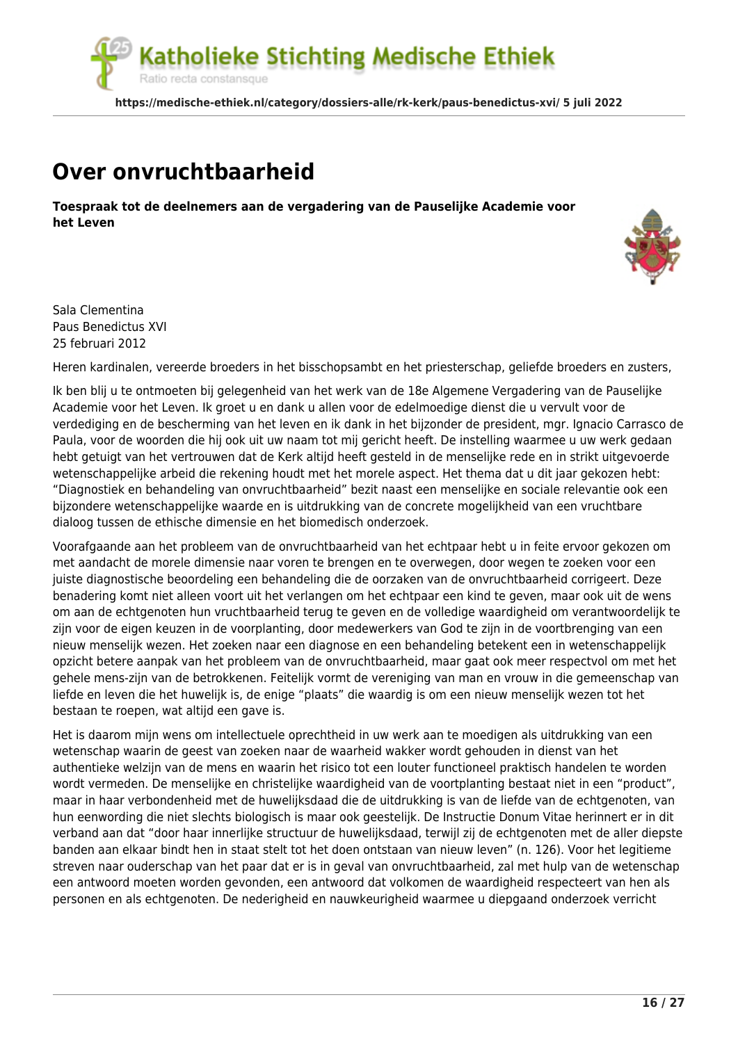# Over onvruchtbaarheid

**Toespraak tot de deelnemers aan de vergadering van de Pauselijke Academie voor het Leven**

Sala Clementina
Paus Benedictus XVI
25 februari 2012

Heren kardinalen, vereerde broeders in het bisschopsambt en het priesterschap, geliefde broeders en zusters,

Ik ben blij u te ontmoeten bij gelegenheid van het werk van de 18e Algemene Vergadering van de Pauselijke Academie voor het Leven. Ik groet u en dank u allen voor de edelmoedige dienst die u vervult voor de verdediging en de bescherming van het leven en ik dank in het bijzonder de president, mgr. Ignacio Carrasco de Paula, voor de woorden die hij ook uit uw naam tot mij gericht heeft. De instelling waarmee u uw werk gedaan hebt getuigt van het vertrouwen dat de Kerk altijd heeft gesteld in de menselijke rede en in strikt uitgevoerde wetenschappelijke arbeid die rekening houdt met het morele aspect. Het thema dat u dit jaar gekozen hebt: "Diagnostiek en behandeling van onvruchtbaarheid" bezit naast een menselijke en sociale relevantie ook een bijzondere wetenschappelijke waarde en is uitdrukking van de concrete mogelijkheid van een vruchtbare dialoog tussen de ethische dimensie en het biomedisch onderzoek.

Voorafgaande aan het probleem van de onvruchtbaarheid van het echtpaar hebt u in feite ervoor gekozen om met aandacht de morele dimensie naar voren te brengen en te overwegen, door wegen te zoeken voor een juiste diagnostische beoordeling een behandeling die de oorzaken van de onvruchtbaarheid corrigeert. Deze benadering komt niet alleen voort uit het verlangen om het echtpaar een kind te geven, maar ook uit de wens om aan de echtgenoten hun vruchtbaarheid terug te geven en de volledige waardigheid om verantwoordelijk te zijn voor de eigen keuzen in de voorplanting, door medewerkers van God te zijn in de voortbrenging van een nieuw menselijk wezen. Het zoeken naar een diagnose en een behandeling betekent een in wetenschappelijk opzicht betere aanpak van het probleem van de onvruchtbaarheid, maar gaat ook meer respectvol om met het gehele mens-zijn van de betrokkenen. Feitelijk vormt de vereniging van man en vrouw in die gemeenschap van liefde en leven die het huwelijk is, de enige "plaats" die waardig is om een nieuw menselijk wezen tot het bestaan te roepen, wat altijd een gave is.

Het is daarom mijn wens om intellectuele oprechtheid in uw werk aan te moedigen als uitdrukking van een wetenschap waarin de geest van zoeken naar de waarheid wakker wordt gehouden in dienst van het authentieke welzijn van de mens en waarin het risico tot een louter functioneel praktisch handelen te worden wordt vermeden. De menselijke en christelijke waardigheid van de voortplanting bestaat niet in een "product", maar in haar verbondenheid met de huwelijksdaad die de uitdrukking is van de liefde van de echtgenoten, van hun eenwording die niet slechts biologisch is maar ook geestelijk. De Instructie Donum Vitae herinnert er in dit verband aan dat "door haar innerlijke structuur de huwelijksdaad, terwijl zij de echtgenoten met de aller diepste banden aan elkaar bindt hen in staat stelt tot het doen ontstaan van nieuw leven" (n. 126). Voor het legitieme streven naar ouderschap van het paar dat er is in geval van onvruchtbaarheid, zal met hulp van de wetenschap een antwoord moeten worden gevonden, een antwoord dat volkomen de waardigheid respecteert van hen als personen en als echtgenoten. De nederigheid en nauwkeurigheid waarmee u diepgaand onderzoek verricht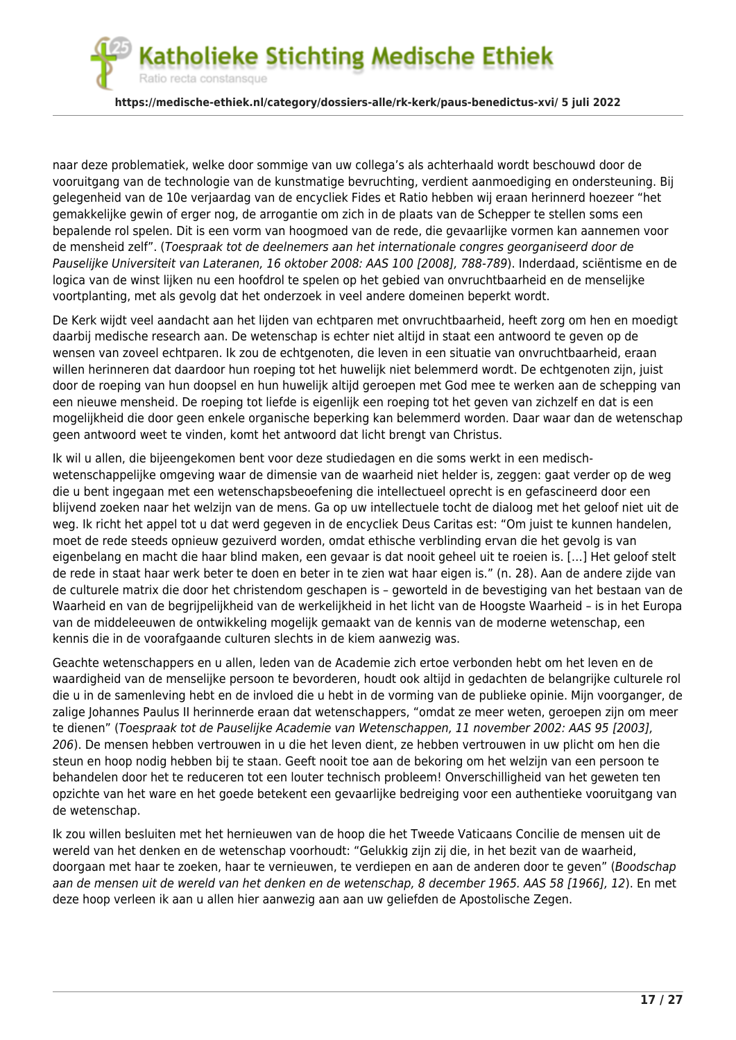naar deze problematiek, welke door sommige van uw collega's als achterhaald wordt beschouwd door de vooruitgang van de technologie van de kunstmatige bevruchting, verdient aanmoediging en ondersteuning. Bij gelegenheid van de 10e verjaardag van de encycliek Fides et Ratio hebben wij eraan herinnerd hoezeer "het gemakkelijke gewin of erger nog, de arrogantie om zich in de plaats van de Schepper te stellen soms een bepalende rol spelen. Dit is een vorm van hoogmoed van de rede, die gevaarlijke vormen kan aannemen voor de mensheid zelf". (*Toespraak tot de deelnemers aan het internationale congres georganiseerd door de Pauselijke Universiteit van Lateranen, 16 oktober 2008: AAS 100 [2008], 788-789*). Inderdaad, sciëntisme en de logica van de winst lijken nu een hoofdrol te spelen op het gebied van onvruchtbaarheid en de menselijke voortplanting, met als gevolg dat het onderzoek in veel andere domeinen beperkt wordt.

De Kerk wijdt veel aandacht aan het lijden van echtparen met onvruchtbaarheid, heeft zorg om hen en moedigt daarbij medische research aan. De wetenschap is echter niet altijd in staat een antwoord te geven op de wensen van zoveel echtparen. Ik zou de echtgenoten, die leven in een situatie van onvruchtbaarheid, eraan willen herinneren dat daardoor hun roeping tot het huwelijk niet belemmerd wordt. De echtgenoten zijn, juist door de roeping van hun doopsel en hun huwelijk altijd geroepen met God mee te werken aan de schepping van een nieuwe mensheid. De roeping tot liefde is eigenlijk een roeping tot het geven van zichzelf en dat is een mogelijkheid die door geen enkele organische beperking kan belemmerd worden. Daar waar dan de wetenschap geen antwoord weet te vinden, komt het antwoord dat licht brengt van Christus.

Ik wil u allen, die bijeengekomen bent voor deze studiedagen en die soms werkt in een medisch-wetenschappelijke omgeving waar de dimensie van de waarheid niet helder is, zeggen: gaat verder op de weg die u bent ingegaan met een wetenschapsbeoefening die intellectueel oprecht is en gefascineerd door een blijvend zoeken naar het welzijn van de mens. Ga op uw intellectuele tocht de dialoog met het geloof niet uit de weg. Ik richt het appel tot u dat werd gegeven in de encycliek Deus Caritas est: "Om juist te kunnen handelen, moet de rede steeds opnieuw gezuiverd worden, omdat ethische verblinding ervan die het gevolg is van eigenbelang en macht die haar blind maken, een gevaar is dat nooit geheel uit te roeien is. [...] Het geloof stelt de rede in staat haar werk beter te doen en beter in te zien wat haar eigen is." (n. 28). Aan de andere zijde van de culturele matrix die door het christendom geschapen is – geworteld in de bevestiging van het bestaan van de Waarheid en van de begrijpelijkheid van de werkelijkheid in het licht van de Hoogste Waarheid – is in het Europa van de middeleeuwen de ontwikkeling mogelijk gemaakt van de kennis van de moderne wetenschap, een kennis die in de voorafgaande culturen slechts in de kiem aanwezig was.

Geachte wetenschappers en u allen, leden van de Academie zich ertoe verbonden hebt om het leven en de waardigheid van de menselijke persoon te bevorderen, houdt ook altijd in gedachten de belangrijke culturele rol die u in de samenleving hebt en de invloed die u hebt in de vorming van de publieke opinie. Mijn voorganger, de zalige Johannes Paulus II herinnerde eraan dat wetenschappers, "omdat ze meer weten, geroepen zijn om meer te dienen" (*Toespraak tot de Pauselijke Academie van Wetenschappen, 11 november 2002: AAS 95 [2003], 206*). De mensen hebben vertrouwen in u die het leven dient, ze hebben vertrouwen in uw plicht om hen die steun en hoop nodig hebben bij te staan. Geeft nooit toe aan de bekoring om het welzijn van een persoon te behandelen door het te reduceren tot een louter technisch probleem! Onverschilligheid van het geweten ten opzichte van het ware en het goede betekent een gevaarlijke bedreiging voor een authentieke vooruitgang van de wetenschap.

Ik zou willen besluiten met het hernieuwen van de hoop die het Tweede Vaticaans Concilie de mensen uit de wereld van het denken en de wetenschap voorhoudt: "Gelukkig zijn zij die, in het bezit van de waarheid, doorgaan met haar te zoeken, haar te vernieuwen, te verdiepen en aan de anderen door te geven" (*Boodschap aan de mensen uit de wereld van het denken en de wetenschap, 8 december 1965. AAS 58 [1966], 12*). En met deze hoop verleen ik aan u allen hier aanwezig aan aan uw geliefden de Apostolische Zegen.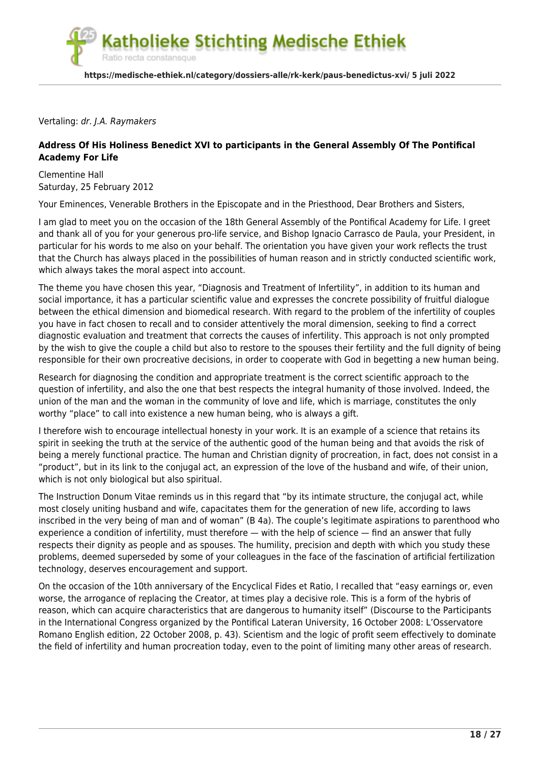Vertaling: *dr. J.A. Raymakers*

**Address Of His Holiness Benedict XVI to participants in the General Assembly Of The Pontifical Academy For Life**

Clementine Hall
Saturday, 25 February 2012

Your Eminences, Venerable Brothers in the Episcopate and in the Priesthood, Dear Brothers and Sisters,

I am glad to meet you on the occasion of the 18th General Assembly of the Pontifical Academy for Life. I greet and thank all of you for your generous pro-life service, and Bishop Ignacio Carrasco de Paula, your President, in particular for his words to me also on your behalf. The orientation you have given your work reflects the trust that the Church has always placed in the possibilities of human reason and in strictly conducted scientific work, which always takes the moral aspect into account.

The theme you have chosen this year, "Diagnosis and Treatment of Infertility", in addition to its human and social importance, it has a particular scientific value and expresses the concrete possibility of fruitful dialogue between the ethical dimension and biomedical research. With regard to the problem of the infertility of couples you have in fact chosen to recall and to consider attentively the moral dimension, seeking to find a correct diagnostic evaluation and treatment that corrects the causes of infertility. This approach is not only prompted by the wish to give the couple a child but also to restore to the spouses their fertility and the full dignity of being responsible for their own procreative decisions, in order to cooperate with God in begetting a new human being.

Research for diagnosing the condition and appropriate treatment is the correct scientific approach to the question of infertility, and also the one that best respects the integral humanity of those involved. Indeed, the union of the man and the woman in the community of love and life, which is marriage, constitutes the only worthy "place" to call into existence a new human being, who is always a gift.

I therefore wish to encourage intellectual honesty in your work. It is an example of a science that retains its spirit in seeking the truth at the service of the authentic good of the human being and that avoids the risk of being a merely functional practice. The human and Christian dignity of procreation, in fact, does not consist in a "product", but in its link to the conjugal act, an expression of the love of the husband and wife, of their union, which is not only biological but also spiritual.

The Instruction Donum Vitae reminds us in this regard that "by its intimate structure, the conjugal act, while most closely uniting husband and wife, capacitates them for the generation of new life, according to laws inscribed in the very being of man and of woman" (B 4a). The couple's legitimate aspirations to parenthood who experience a condition of infertility, must therefore — with the help of science — find an answer that fully respects their dignity as people and as spouses. The humility, precision and depth with which you study these problems, deemed superseded by some of your colleagues in the face of the fascination of artificial fertilization technology, deserves encouragement and support.

On the occasion of the 10th anniversary of the Encyclical Fides et Ratio, I recalled that "easy earnings or, even worse, the arrogance of replacing the Creator, at times play a decisive role. This is a form of the hybris of reason, which can acquire characteristics that are dangerous to humanity itself" (Discourse to the Participants in the International Congress organized by the Pontifical Lateran University, 16 October 2008: L'Osservatore Romano English edition, 22 October 2008, p. 43). Scientism and the logic of profit seem effectively to dominate the field of infertility and human procreation today, even to the point of limiting many other areas of research.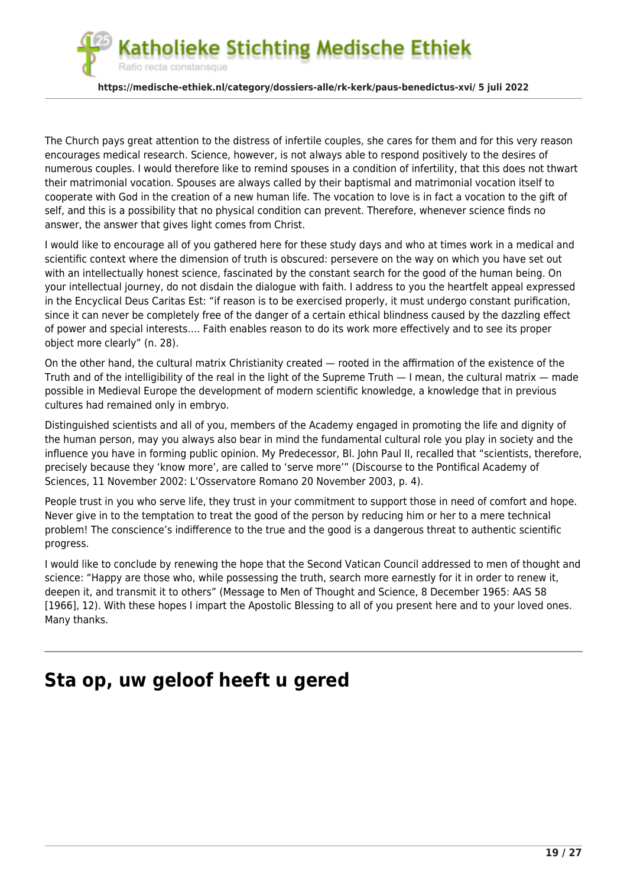The Church pays great attention to the distress of infertile couples, she cares for them and for this very reason encourages medical research. Science, however, is not always able to respond positively to the desires of numerous couples. I would therefore like to remind spouses in a condition of infertility, that this does not thwart their matrimonial vocation. Spouses are always called by their baptismal and matrimonial vocation itself to cooperate with God in the creation of a new human life. The vocation to love is in fact a vocation to the gift of self, and this is a possibility that no physical condition can prevent. Therefore, whenever science finds no answer, the answer that gives light comes from Christ.

I would like to encourage all of you gathered here for these study days and who at times work in a medical and scientific context where the dimension of truth is obscured: persevere on the way on which you have set out with an intellectually honest science, fascinated by the constant search for the good of the human being. On your intellectual journey, do not disdain the dialogue with faith. I address to you the heartfelt appeal expressed in the Encyclical Deus Caritas Est: "if reason is to be exercised properly, it must undergo constant purification, since it can never be completely free of the danger of a certain ethical blindness caused by the dazzling effect of power and special interests…. Faith enables reason to do its work more effectively and to see its proper object more clearly" (n. 28).

On the other hand, the cultural matrix Christianity created — rooted in the affirmation of the existence of the Truth and of the intelligibility of the real in the light of the Supreme Truth — I mean, the cultural matrix — made possible in Medieval Europe the development of modern scientific knowledge, a knowledge that in previous cultures had remained only in embryo.

Distinguished scientists and all of you, members of the Academy engaged in promoting the life and dignity of the human person, may you always also bear in mind the fundamental cultural role you play in society and the influence you have in forming public opinion. My Predecessor, Bl. John Paul II, recalled that "scientists, therefore, precisely because they 'know more', are called to 'serve more'" (Discourse to the Pontifical Academy of Sciences, 11 November 2002: L'Osservatore Romano 20 November 2003, p. 4).

People trust in you who serve life, they trust in your commitment to support those in need of comfort and hope. Never give in to the temptation to treat the good of the person by reducing him or her to a mere technical problem! The conscience's indifference to the true and the good is a dangerous threat to authentic scientific progress.

I would like to conclude by renewing the hope that the Second Vatican Council addressed to men of thought and science: "Happy are those who, while possessing the truth, search more earnestly for it in order to renew it, deepen it, and transmit it to others" (Message to Men of Thought and Science, 8 December 1965: AAS 58 [1966], 12). With these hopes I impart the Apostolic Blessing to all of you present here and to your loved ones. Many thanks.

---

# Sta op, uw geloof heeft u gered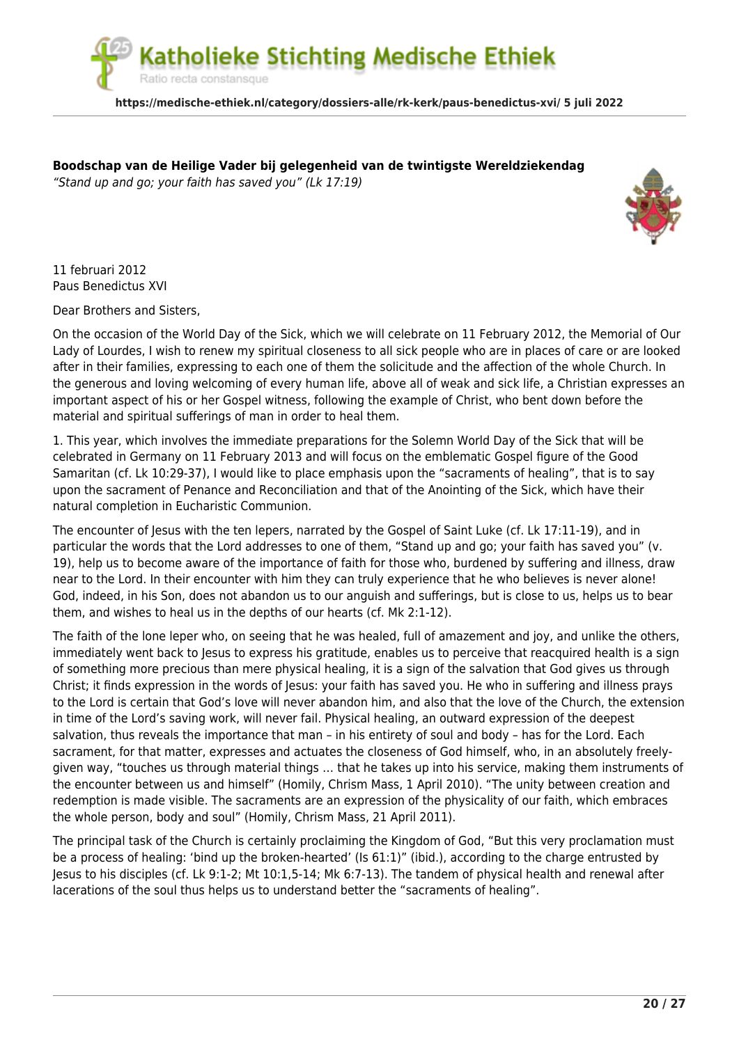**Boodschap van de Heilige Vader bij gelegenheid van de twintigste Wereldziekendag**

*"Stand up and go; your faith has saved you" (Lk 17:19)*

11 februari 2012
Paus Benedictus XVI

Dear Brothers and Sisters,

On the occasion of the World Day of the Sick, which we will celebrate on 11 February 2012, the Memorial of Our Lady of Lourdes, I wish to renew my spiritual closeness to all sick people who are in places of care or are looked after in their families, expressing to each one of them the solicitude and the affection of the whole Church. In the generous and loving welcoming of every human life, above all of weak and sick life, a Christian expresses an important aspect of his or her Gospel witness, following the example of Christ, who bent down before the material and spiritual sufferings of man in order to heal them.

1. This year, which involves the immediate preparations for the Solemn World Day of the Sick that will be celebrated in Germany on 11 February 2013 and will focus on the emblematic Gospel figure of the Good Samaritan (cf. Lk 10:29-37), I would like to place emphasis upon the "sacraments of healing", that is to say upon the sacrament of Penance and Reconciliation and that of the Anointing of the Sick, which have their natural completion in Eucharistic Communion.

The encounter of Jesus with the ten lepers, narrated by the Gospel of Saint Luke (cf. Lk 17:11-19), and in particular the words that the Lord addresses to one of them, "Stand up and go; your faith has saved you" (v. 19), help us to become aware of the importance of faith for those who, burdened by suffering and illness, draw near to the Lord. In their encounter with him they can truly experience that he who believes is never alone! God, indeed, in his Son, does not abandon us to our anguish and sufferings, but is close to us, helps us to bear them, and wishes to heal us in the depths of our hearts (cf. Mk 2:1-12).

The faith of the lone leper who, on seeing that he was healed, full of amazement and joy, and unlike the others, immediately went back to Jesus to express his gratitude, enables us to perceive that reacquired health is a sign of something more precious than mere physical healing, it is a sign of the salvation that God gives us through Christ; it finds expression in the words of Jesus: your faith has saved you. He who in suffering and illness prays to the Lord is certain that God's love will never abandon him, and also that the love of the Church, the extension in time of the Lord's saving work, will never fail. Physical healing, an outward expression of the deepest salvation, thus reveals the importance that man – in his entirety of soul and body – has for the Lord. Each sacrament, for that matter, expresses and actuates the closeness of God himself, who, in an absolutely freely-given way, "touches us through material things … that he takes up into his service, making them instruments of the encounter between us and himself" (Homily, Chrism Mass, 1 April 2010). "The unity between creation and redemption is made visible. The sacraments are an expression of the physicality of our faith, which embraces the whole person, body and soul" (Homily, Chrism Mass, 21 April 2011).

The principal task of the Church is certainly proclaiming the Kingdom of God, "But this very proclamation must be a process of healing: 'bind up the broken-hearted' (Is 61:1)" (ibid.), according to the charge entrusted by Jesus to his disciples (cf. Lk 9:1-2; Mt 10:1,5-14; Mk 6:7-13). The tandem of physical health and renewal after lacerations of the soul thus helps us to understand better the "sacraments of healing".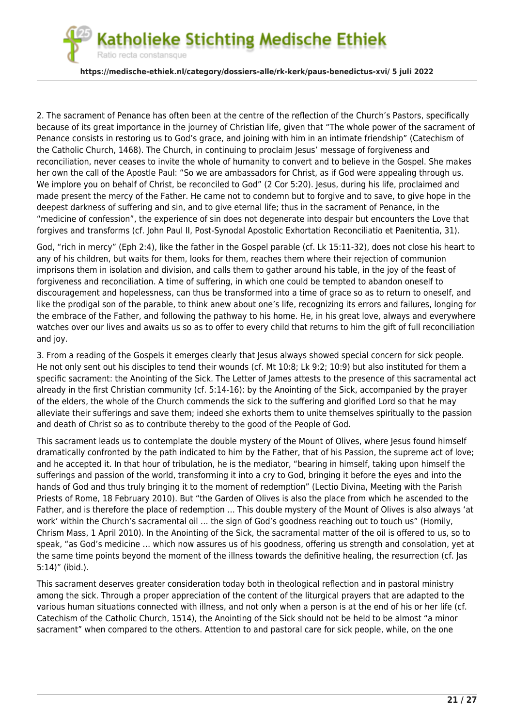2. The sacrament of Penance has often been at the centre of the reflection of the Church's Pastors, specifically because of its great importance in the journey of Christian life, given that "The whole power of the sacrament of Penance consists in restoring us to God's grace, and joining with him in an intimate friendship" (Catechism of the Catholic Church, 1468). The Church, in continuing to proclaim Jesus' message of forgiveness and reconciliation, never ceases to invite the whole of humanity to convert and to believe in the Gospel. She makes her own the call of the Apostle Paul: "So we are ambassadors for Christ, as if God were appealing through us. We implore you on behalf of Christ, be reconciled to God" (2 Cor 5:20). Jesus, during his life, proclaimed and made present the mercy of the Father. He came not to condemn but to forgive and to save, to give hope in the deepest darkness of suffering and sin, and to give eternal life; thus in the sacrament of Penance, in the "medicine of confession", the experience of sin does not degenerate into despair but encounters the Love that forgives and transforms (cf. John Paul II, Post-Synodal Apostolic Exhortation Reconciliatio et Paenitentia, 31).

God, "rich in mercy" (Eph 2:4), like the father in the Gospel parable (cf. Lk 15:11-32), does not close his heart to any of his children, but waits for them, looks for them, reaches them where their rejection of communion imprisons them in isolation and division, and calls them to gather around his table, in the joy of the feast of forgiveness and reconciliation. A time of suffering, in which one could be tempted to abandon oneself to discouragement and hopelessness, can thus be transformed into a time of grace so as to return to oneself, and like the prodigal son of the parable, to think anew about one's life, recognizing its errors and failures, longing for the embrace of the Father, and following the pathway to his home. He, in his great love, always and everywhere watches over our lives and awaits us so as to offer to every child that returns to him the gift of full reconciliation and joy.

3. From a reading of the Gospels it emerges clearly that Jesus always showed special concern for sick people. He not only sent out his disciples to tend their wounds (cf. Mt 10:8; Lk 9:2; 10:9) but also instituted for them a specific sacrament: the Anointing of the Sick. The Letter of James attests to the presence of this sacramental act already in the first Christian community (cf. 5:14-16): by the Anointing of the Sick, accompanied by the prayer of the elders, the whole of the Church commends the sick to the suffering and glorified Lord so that he may alleviate their sufferings and save them; indeed she exhorts them to unite themselves spiritually to the passion and death of Christ so as to contribute thereby to the good of the People of God.

This sacrament leads us to contemplate the double mystery of the Mount of Olives, where Jesus found himself dramatically confronted by the path indicated to him by the Father, that of his Passion, the supreme act of love; and he accepted it. In that hour of tribulation, he is the mediator, "bearing in himself, taking upon himself the sufferings and passion of the world, transforming it into a cry to God, bringing it before the eyes and into the hands of God and thus truly bringing it to the moment of redemption" (Lectio Divina, Meeting with the Parish Priests of Rome, 18 February 2010). But "the Garden of Olives is also the place from which he ascended to the Father, and is therefore the place of redemption … This double mystery of the Mount of Olives is also always 'at work' within the Church's sacramental oil … the sign of God's goodness reaching out to touch us" (Homily, Chrism Mass, 1 April 2010). In the Anointing of the Sick, the sacramental matter of the oil is offered to us, so to speak, "as God's medicine … which now assures us of his goodness, offering us strength and consolation, yet at the same time points beyond the moment of the illness towards the definitive healing, the resurrection (cf. Jas 5:14)" (ibid.).

This sacrament deserves greater consideration today both in theological reflection and in pastoral ministry among the sick. Through a proper appreciation of the content of the liturgical prayers that are adapted to the various human situations connected with illness, and not only when a person is at the end of his or her life (cf. Catechism of the Catholic Church, 1514), the Anointing of the Sick should not be held to be almost "a minor sacrament" when compared to the others. Attention to and pastoral care for sick people, while, on the one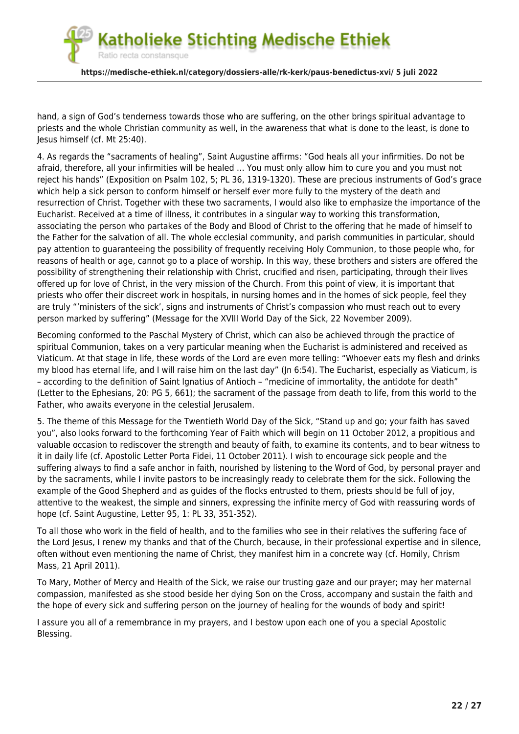hand, a sign of God's tenderness towards those who are suffering, on the other brings spiritual advantage to priests and the whole Christian community as well, in the awareness that what is done to the least, is done to Jesus himself (cf. Mt 25:40).

4. As regards the "sacraments of healing", Saint Augustine affirms: "God heals all your infirmities. Do not be afraid, therefore, all your infirmities will be healed … You must only allow him to cure you and you must not reject his hands" (Exposition on Psalm 102, 5; PL 36, 1319-1320). These are precious instruments of God's grace which help a sick person to conform himself or herself ever more fully to the mystery of the death and resurrection of Christ. Together with these two sacraments, I would also like to emphasize the importance of the Eucharist. Received at a time of illness, it contributes in a singular way to working this transformation, associating the person who partakes of the Body and Blood of Christ to the offering that he made of himself to the Father for the salvation of all. The whole ecclesial community, and parish communities in particular, should pay attention to guaranteeing the possibility of frequently receiving Holy Communion, to those people who, for reasons of health or age, cannot go to a place of worship. In this way, these brothers and sisters are offered the possibility of strengthening their relationship with Christ, crucified and risen, participating, through their lives offered up for love of Christ, in the very mission of the Church. From this point of view, it is important that priests who offer their discreet work in hospitals, in nursing homes and in the homes of sick people, feel they are truly "'ministers of the sick', signs and instruments of Christ's compassion who must reach out to every person marked by suffering" (Message for the XVIII World Day of the Sick, 22 November 2009).

Becoming conformed to the Paschal Mystery of Christ, which can also be achieved through the practice of spiritual Communion, takes on a very particular meaning when the Eucharist is administered and received as Viaticum. At that stage in life, these words of the Lord are even more telling: "Whoever eats my flesh and drinks my blood has eternal life, and I will raise him on the last day" (Jn 6:54). The Eucharist, especially as Viaticum, is – according to the definition of Saint Ignatius of Antioch – "medicine of immortality, the antidote for death" (Letter to the Ephesians, 20: PG 5, 661); the sacrament of the passage from death to life, from this world to the Father, who awaits everyone in the celestial Jerusalem.

5. The theme of this Message for the Twentieth World Day of the Sick, "Stand up and go; your faith has saved you", also looks forward to the forthcoming Year of Faith which will begin on 11 October 2012, a propitious and valuable occasion to rediscover the strength and beauty of faith, to examine its contents, and to bear witness to it in daily life (cf. Apostolic Letter Porta Fidei, 11 October 2011). I wish to encourage sick people and the suffering always to find a safe anchor in faith, nourished by listening to the Word of God, by personal prayer and by the sacraments, while I invite pastors to be increasingly ready to celebrate them for the sick. Following the example of the Good Shepherd and as guides of the flocks entrusted to them, priests should be full of joy, attentive to the weakest, the simple and sinners, expressing the infinite mercy of God with reassuring words of hope (cf. Saint Augustine, Letter 95, 1: PL 33, 351-352).

To all those who work in the field of health, and to the families who see in their relatives the suffering face of the Lord Jesus, I renew my thanks and that of the Church, because, in their professional expertise and in silence, often without even mentioning the name of Christ, they manifest him in a concrete way (cf. Homily, Chrism Mass, 21 April 2011).

To Mary, Mother of Mercy and Health of the Sick, we raise our trusting gaze and our prayer; may her maternal compassion, manifested as she stood beside her dying Son on the Cross, accompany and sustain the faith and the hope of every sick and suffering person on the journey of healing for the wounds of body and spirit!

I assure you all of a remembrance in my prayers, and I bestow upon each one of you a special Apostolic Blessing.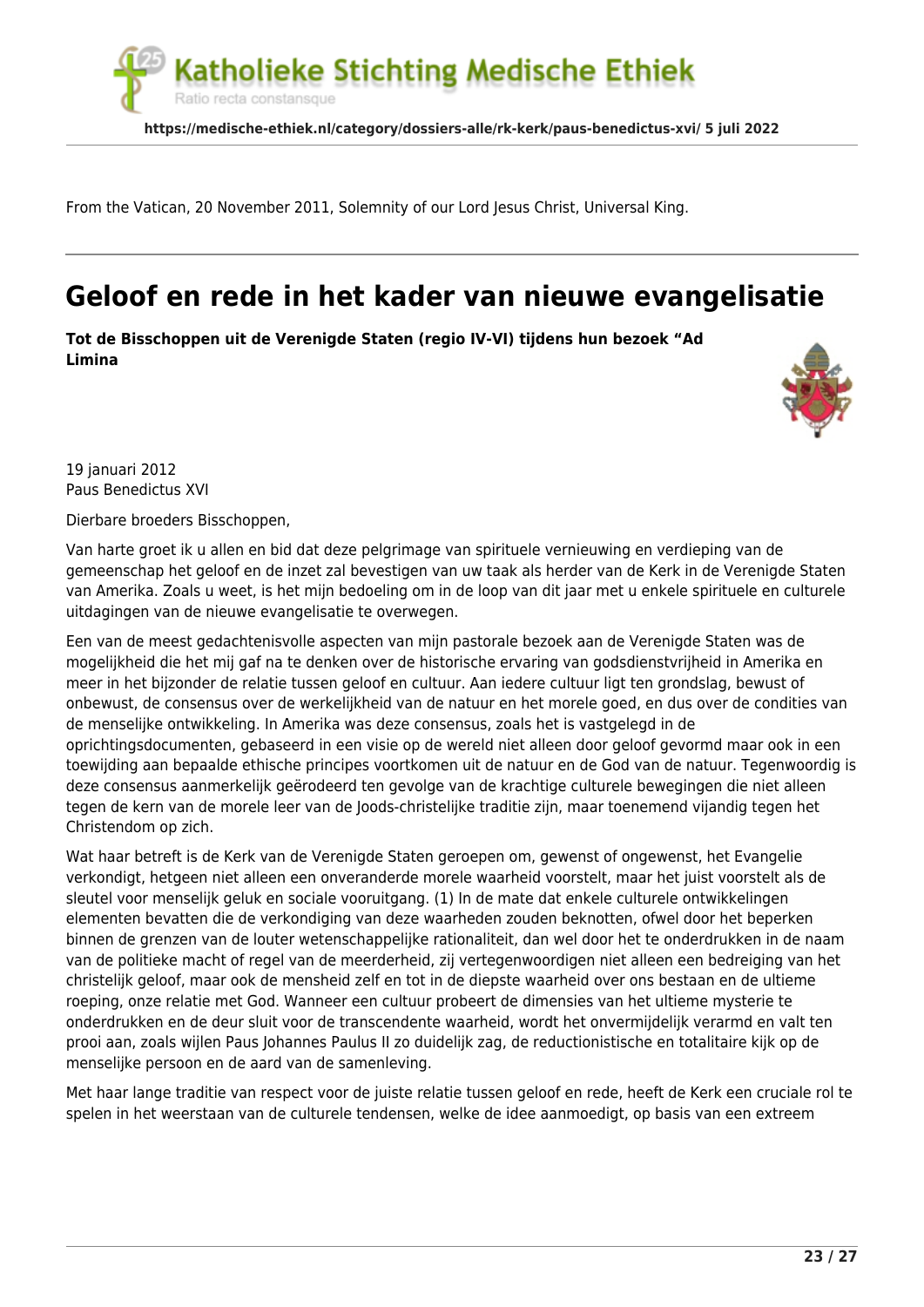From the Vatican, 20 November 2011, Solemnity of our Lord Jesus Christ, Universal King.

---

# Geloof en rede in het kader van nieuwe evangelisatie

**Tot de Bisschoppen uit de Verenigde Staten (regio IV-VI) tijdens hun bezoek "Ad Limina**

19 januari 2012
Paus Benedictus XVI

Dierbare broeders Bisschoppen,

Van harte groet ik u allen en bid dat deze pelgrimage van spirituele vernieuwing en verdieping van de gemeenschap het geloof en de inzet zal bevestigen van uw taak als herder van de Kerk in de Verenigde Staten van Amerika. Zoals u weet, is het mijn bedoeling om in de loop van dit jaar met u enkele spirituele en culturele uitdagingen van de nieuwe evangelisatie te overwegen.

Een van de meest gedachtenisvolle aspecten van mijn pastorale bezoek aan de Verenigde Staten was de mogelijkheid die het mij gaf na te denken over de historische ervaring van godsdienstvrijheid in Amerika en meer in het bijzonder de relatie tussen geloof en cultuur. Aan iedere cultuur ligt ten grondslag, bewust of onbewust, de consensus over de werkelijkheid van de natuur en het morele goed, en dus over de condities van de menselijke ontwikkeling. In Amerika was deze consensus, zoals het is vastgelegd in de oprichtingsdocumenten, gebaseerd in een visie op de wereld niet alleen door geloof gevormd maar ook in een toewijding aan bepaalde ethische principes voortkomen uit de natuur en de God van de natuur. Tegenwoordig is deze consensus aanmerkelijk geërodeerd ten gevolge van de krachtige culturele bewegingen die niet alleen tegen de kern van de morele leer van de Joods-christelijke traditie zijn, maar toenemend vijandig tegen het Christendom op zich.

Wat haar betreft is de Kerk van de Verenigde Staten geroepen om, gewenst of ongewenst, het Evangelie verkondigt, hetgeen niet alleen een onveranderde morele waarheid voorstelt, maar het juist voorstelt als de sleutel voor menselijk geluk en sociale vooruitgang. (1) In de mate dat enkele culturele ontwikkelingen elementen bevatten die de verkondiging van deze waarheden zouden beknotten, ofwel door het beperken binnen de grenzen van de louter wetenschappelijke rationaliteit, dan wel door het te onderdrukken in de naam van de politieke macht of regel van de meerderheid, zij vertegenwoordigen niet alleen een bedreiging van het christelijk geloof, maar ook de mensheid zelf en tot in de diepste waarheid over ons bestaan en de ultieme roeping, onze relatie met God. Wanneer een cultuur probeert de dimensies van het ultieme mysterie te onderdrukken en de deur sluit voor de transcendente waarheid, wordt het onvermijdelijk verarmd en valt ten prooi aan, zoals wijlen Paus Johannes Paulus II zo duidelijk zag, de reductionistische en totalitaire kijk op de menselijke persoon en de aard van de samenleving.

Met haar lange traditie van respect voor de juiste relatie tussen geloof en rede, heeft de Kerk een cruciale rol te spelen in het weerstaan van de culturele tendensen, welke de idee aanmoedigt, op basis van een extreem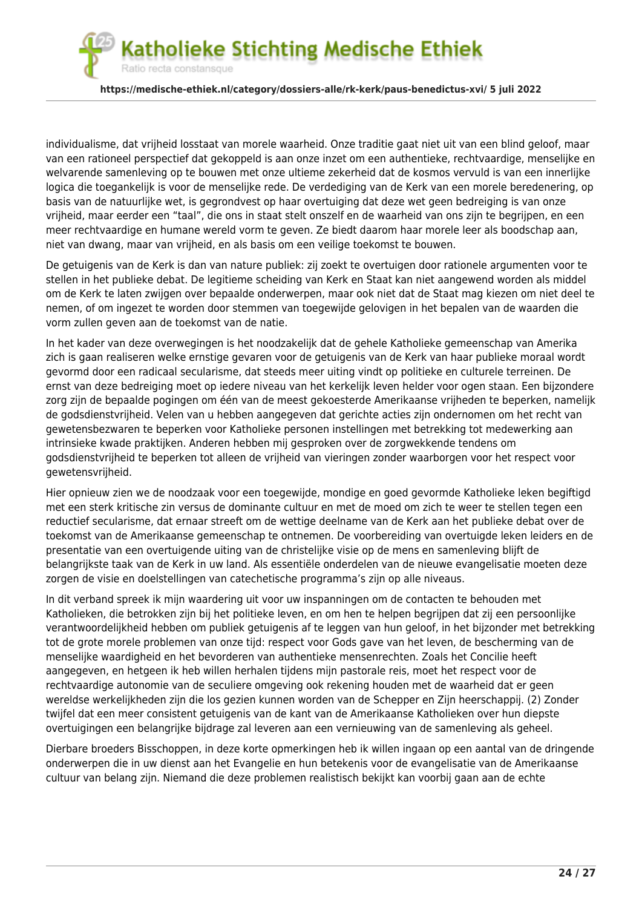individualisme, dat vrijheid losstaat van morele waarheid. Onze traditie gaat niet uit van een blind geloof, maar van een rationeel perspectief dat gekoppeld is aan onze inzet om een authentieke, rechtvaardige, menselijke en welvarende samenleving op te bouwen met onze ultieme zekerheid dat de kosmos vervuld is van een innerlijke logica die toegankelijk is voor de menselijke rede. De verdediging van de Kerk van een morele beredenering, op basis van de natuurlijke wet, is gegrondvest op haar overtuiging dat deze wet geen bedreiging is van onze vrijheid, maar eerder een "taal", die ons in staat stelt onszelf en de waarheid van ons zijn te begrijpen, en een meer rechtvaardige en humane wereld vorm te geven. Ze biedt daarom haar morele leer als boodschap aan, niet van dwang, maar van vrijheid, en als basis om een veilige toekomst te bouwen.

De getuigenis van de Kerk is dan van nature publiek: zij zoekt te overtuigen door rationele argumenten voor te stellen in het publieke debat. De legitieme scheiding van Kerk en Staat kan niet aangewend worden als middel om de Kerk te laten zwijgen over bepaalde onderwerpen, maar ook niet dat de Staat mag kiezen om niet deel te nemen, of om ingezet te worden door stemmen van toegewijde gelovigen in het bepalen van de waarden die vorm zullen geven aan de toekomst van de natie.

In het kader van deze overwegingen is het noodzakelijk dat de gehele Katholieke gemeenschap van Amerika zich is gaan realiseren welke ernstige gevaren voor de getuigenis van de Kerk van haar publieke moraal wordt gevormd door een radicaal secularisme, dat steeds meer uiting vindt op politieke en culturele terreinen. De ernst van deze bedreiging moet op iedere niveau van het kerkelijk leven helder voor ogen staan. Een bijzondere zorg zijn de bepaalde pogingen om één van de meest gekoesterde Amerikaanse vrijheden te beperken, namelijk de godsdienstvrijheid. Velen van u hebben aangegeven dat gerichte acties zijn ondernomen om het recht van gewetensbezwaren te beperken voor Katholieke personen instellingen met betrekking tot medewerking aan intrinsieke kwade praktijken. Anderen hebben mij gesproken over de zorgwekkende tendens om godsdienstvrijheid te beperken tot alleen de vrijheid van vieringen zonder waarborgen voor het respect voor gewetensvrijheid.

Hier opnieuw zien we de noodzaak voor een toegewijde, mondige en goed gevormde Katholieke leken begiftigd met een sterk kritische zin versus de dominante cultuur en met de moed om zich te weer te stellen tegen een reductief secularisme, dat ernaar streeft om de wettige deelname van de Kerk aan het publieke debat over de toekomst van de Amerikaanse gemeenschap te ontnemen. De voorbereiding van overtuigde leken leiders en de presentatie van een overtuigende uiting van de christelijke visie op de mens en samenleving blijft de belangrijkste taak van de Kerk in uw land. Als essentiële onderdelen van de nieuwe evangelisatie moeten deze zorgen de visie en doelstellingen van catechetische programma's zijn op alle niveaus.

In dit verband spreek ik mijn waardering uit voor uw inspanningen om de contacten te behouden met Katholieken, die betrokken zijn bij het politieke leven, en om hen te helpen begrijpen dat zij een persoonlijke verantwoordelijkheid hebben om publiek getuigenis af te leggen van hun geloof, in het bijzonder met betrekking tot de grote morele problemen van onze tijd: respect voor Gods gave van het leven, de bescherming van de menselijke waardigheid en het bevorderen van authentieke mensenrechten. Zoals het Concilie heeft aangegeven, en hetgeen ik heb willen herhalen tijdens mijn pastorale reis, moet het respect voor de rechtvaardige autonomie van de seculiere omgeving ook rekening houden met de waarheid dat er geen wereldse werkelijkheden zijn die los gezien kunnen worden van de Schepper en Zijn heerschappij. (2) Zonder twijfel dat een meer consistent getuigenis van de kant van de Amerikaanse Katholieken over hun diepste overtuigingen een belangrijke bijdrage zal leveren aan een vernieuwing van de samenleving als geheel.

Dierbare broeders Bisschoppen, in deze korte opmerkingen heb ik willen ingaan op een aantal van de dringende onderwerpen die in uw dienst aan het Evangelie en hun betekenis voor de evangelisatie van de Amerikaanse cultuur van belang zijn. Niemand die deze problemen realistisch bekijkt kan voorbij gaan aan de echte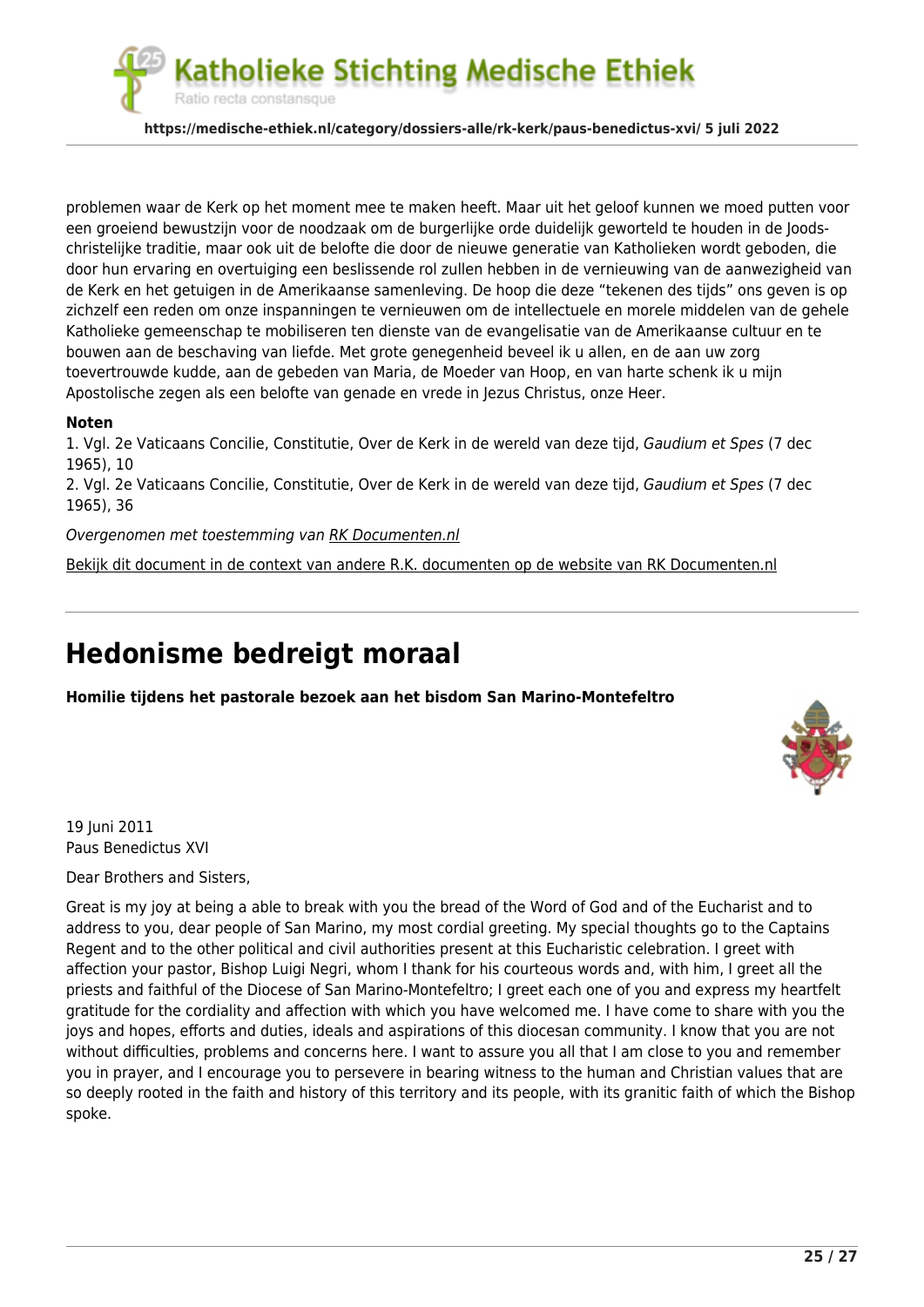problemen waar de Kerk op het moment mee te maken heeft. Maar uit het geloof kunnen we moed putten voor een groeiend bewustzijn voor de noodzaak om de burgerlijke orde duidelijk geworteld te houden in de Joods-christelijke traditie, maar ook uit de belofte die door de nieuwe generatie van Katholieken wordt geboden, die door hun ervaring en overtuiging een beslissende rol zullen hebben in de vernieuwing van de aanwezigheid van de Kerk en het getuigen in de Amerikaanse samenleving. De hoop die deze "tekenen des tijds" ons geven is op zichzelf een reden om onze inspanningen te vernieuwen om de intellectuele en morele middelen van de gehele Katholieke gemeenschap te mobiliseren ten dienste van de evangelisatie van de Amerikaanse cultuur en te bouwen aan de beschaving van liefde. Met grote genegenheid beveel ik u allen, en de aan uw zorg toevertrouwde kudde, aan de gebeden van Maria, de Moeder van Hoop, en van harte schenk ik u mijn Apostolische zegen als een belofte van genade en vrede in Jezus Christus, onze Heer.

**Noten**

1. Vgl. 2e Vaticaans Concilie, Constitutie, Over de Kerk in de wereld van deze tijd, *Gaudium et Spes* (7 dec 1965), 10
2. Vgl. 2e Vaticaans Concilie, Constitutie, Over de Kerk in de wereld van deze tijd, *Gaudium et Spes* (7 dec 1965), 36

*Overgenomen met toestemming van RK Documenten.nl*

Bekijk dit document in de context van andere R.K. documenten op de website van RK Documenten.nl

---

# Hedonisme bedreigt moraal

**Homilie tijdens het pastorale bezoek aan het bisdom San Marino-Montefeltro**

19 Juni 2011
Paus Benedictus XVI

Dear Brothers and Sisters,

Great is my joy at being a able to break with you the bread of the Word of God and of the Eucharist and to address to you, dear people of San Marino, my most cordial greeting. My special thoughts go to the Captains Regent and to the other political and civil authorities present at this Eucharistic celebration. I greet with affection your pastor, Bishop Luigi Negri, whom I thank for his courteous words and, with him, I greet all the priests and faithful of the Diocese of San Marino-Montefeltro; I greet each one of you and express my heartfelt gratitude for the cordiality and affection with which you have welcomed me. I have come to share with you the joys and hopes, efforts and duties, ideals and aspirations of this diocesan community. I know that you are not without difficulties, problems and concerns here. I want to assure you all that I am close to you and remember you in prayer, and I encourage you to persevere in bearing witness to the human and Christian values that are so deeply rooted in the faith and history of this territory and its people, with its granitic faith of which the Bishop spoke.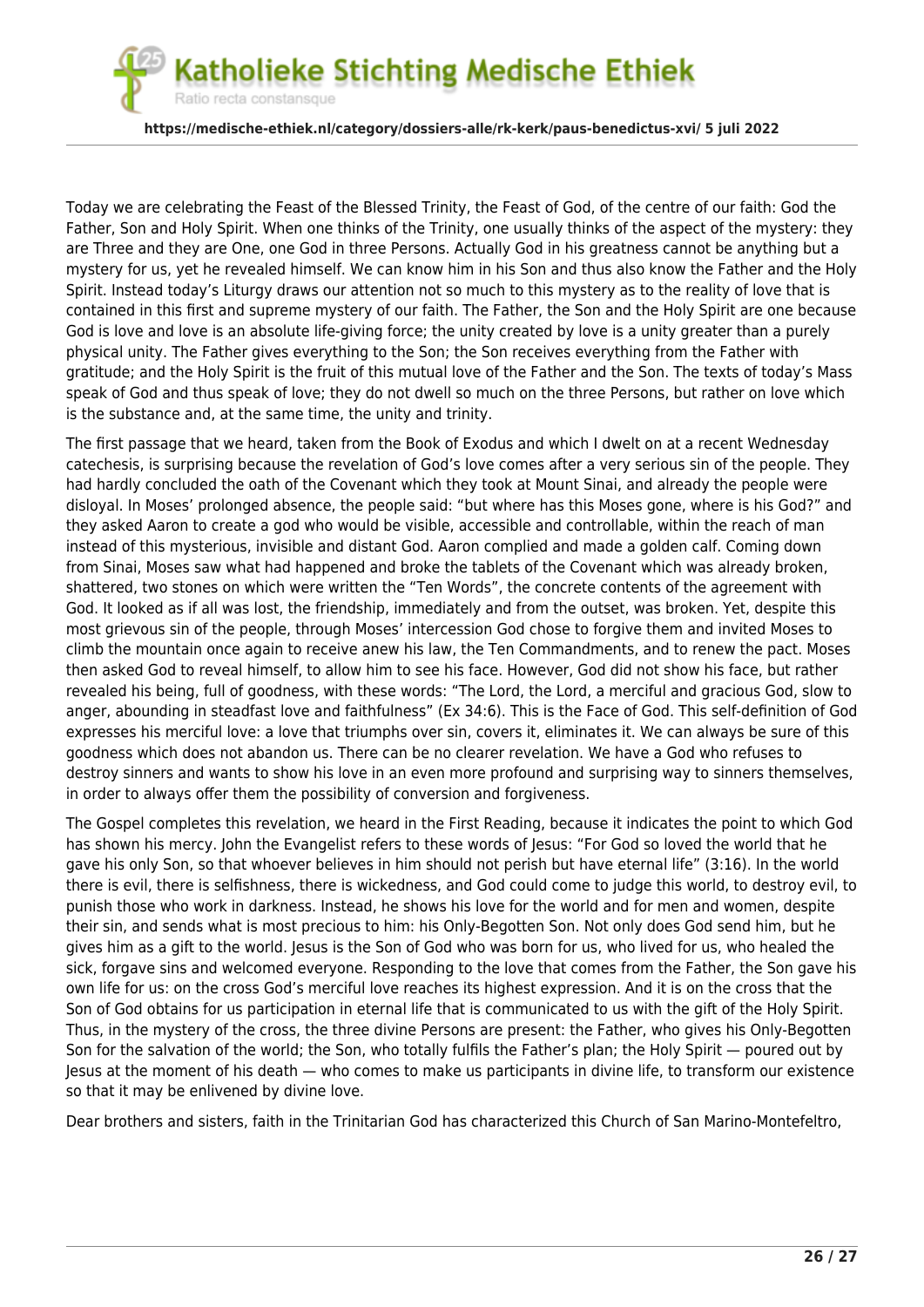Today we are celebrating the Feast of the Blessed Trinity, the Feast of God, of the centre of our faith: God the Father, Son and Holy Spirit. When one thinks of the Trinity, one usually thinks of the aspect of the mystery: they are Three and they are One, one God in three Persons. Actually God in his greatness cannot be anything but a mystery for us, yet he revealed himself. We can know him in his Son and thus also know the Father and the Holy Spirit. Instead today's Liturgy draws our attention not so much to this mystery as to the reality of love that is contained in this first and supreme mystery of our faith. The Father, the Son and the Holy Spirit are one because God is love and love is an absolute life-giving force; the unity created by love is a unity greater than a purely physical unity. The Father gives everything to the Son; the Son receives everything from the Father with gratitude; and the Holy Spirit is the fruit of this mutual love of the Father and the Son. The texts of today's Mass speak of God and thus speak of love; they do not dwell so much on the three Persons, but rather on love which is the substance and, at the same time, the unity and trinity.

The first passage that we heard, taken from the Book of Exodus and which I dwelt on at a recent Wednesday catechesis, is surprising because the revelation of God's love comes after a very serious sin of the people. They had hardly concluded the oath of the Covenant which they took at Mount Sinai, and already the people were disloyal. In Moses' prolonged absence, the people said: "but where has this Moses gone, where is his God?" and they asked Aaron to create a god who would be visible, accessible and controllable, within the reach of man instead of this mysterious, invisible and distant God. Aaron complied and made a golden calf. Coming down from Sinai, Moses saw what had happened and broke the tablets of the Covenant which was already broken, shattered, two stones on which were written the "Ten Words", the concrete contents of the agreement with God. It looked as if all was lost, the friendship, immediately and from the outset, was broken. Yet, despite this most grievous sin of the people, through Moses' intercession God chose to forgive them and invited Moses to climb the mountain once again to receive anew his law, the Ten Commandments, and to renew the pact. Moses then asked God to reveal himself, to allow him to see his face. However, God did not show his face, but rather revealed his being, full of goodness, with these words: "The Lord, the Lord, a merciful and gracious God, slow to anger, abounding in steadfast love and faithfulness" (Ex 34:6). This is the Face of God. This self-definition of God expresses his merciful love: a love that triumphs over sin, covers it, eliminates it. We can always be sure of this goodness which does not abandon us. There can be no clearer revelation. We have a God who refuses to destroy sinners and wants to show his love in an even more profound and surprising way to sinners themselves, in order to always offer them the possibility of conversion and forgiveness.

The Gospel completes this revelation, we heard in the First Reading, because it indicates the point to which God has shown his mercy. John the Evangelist refers to these words of Jesus: "For God so loved the world that he gave his only Son, so that whoever believes in him should not perish but have eternal life" (3:16). In the world there is evil, there is selfishness, there is wickedness, and God could come to judge this world, to destroy evil, to punish those who work in darkness. Instead, he shows his love for the world and for men and women, despite their sin, and sends what is most precious to him: his Only-Begotten Son. Not only does God send him, but he gives him as a gift to the world. Jesus is the Son of God who was born for us, who lived for us, who healed the sick, forgave sins and welcomed everyone. Responding to the love that comes from the Father, the Son gave his own life for us: on the cross God's merciful love reaches its highest expression. And it is on the cross that the Son of God obtains for us participation in eternal life that is communicated to us with the gift of the Holy Spirit. Thus, in the mystery of the cross, the three divine Persons are present: the Father, who gives his Only-Begotten Son for the salvation of the world; the Son, who totally fulfils the Father's plan; the Holy Spirit — poured out by Jesus at the moment of his death — who comes to make us participants in divine life, to transform our existence so that it may be enlivened by divine love.

Dear brothers and sisters, faith in the Trinitarian God has characterized this Church of San Marino-Montefeltro,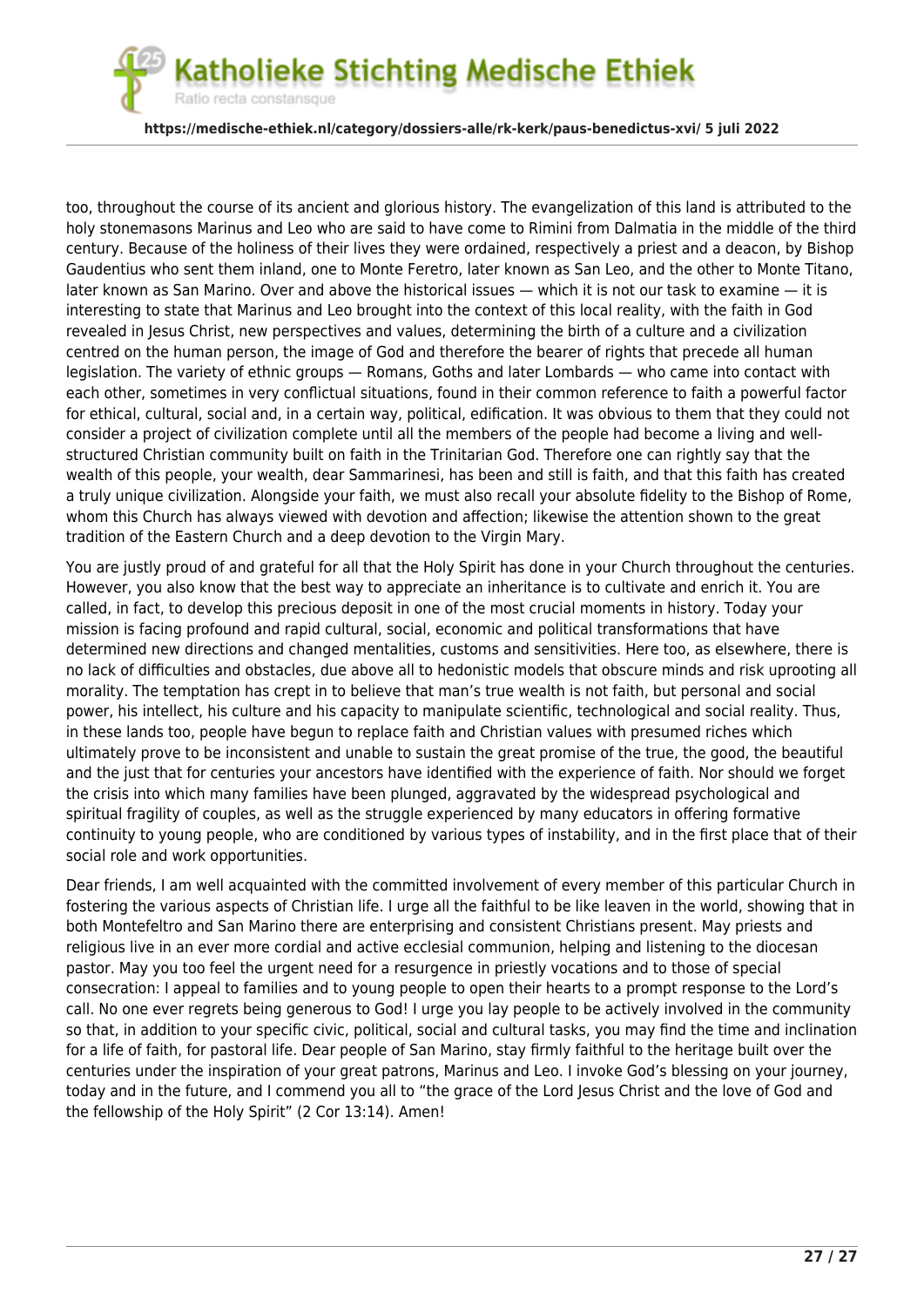too, throughout the course of its ancient and glorious history. The evangelization of this land is attributed to the holy stonemasons Marinus and Leo who are said to have come to Rimini from Dalmatia in the middle of the third century. Because of the holiness of their lives they were ordained, respectively a priest and a deacon, by Bishop Gaudentius who sent them inland, one to Monte Feretro, later known as San Leo, and the other to Monte Titano, later known as San Marino. Over and above the historical issues — which it is not our task to examine — it is interesting to state that Marinus and Leo brought into the context of this local reality, with the faith in God revealed in Jesus Christ, new perspectives and values, determining the birth of a culture and a civilization centred on the human person, the image of God and therefore the bearer of rights that precede all human legislation. The variety of ethnic groups — Romans, Goths and later Lombards — who came into contact with each other, sometimes in very conflictual situations, found in their common reference to faith a powerful factor for ethical, cultural, social and, in a certain way, political, edification. It was obvious to them that they could not consider a project of civilization complete until all the members of the people had become a living and well-structured Christian community built on faith in the Trinitarian God. Therefore one can rightly say that the wealth of this people, your wealth, dear Sammarinesi, has been and still is faith, and that this faith has created a truly unique civilization. Alongside your faith, we must also recall your absolute fidelity to the Bishop of Rome, whom this Church has always viewed with devotion and affection; likewise the attention shown to the great tradition of the Eastern Church and a deep devotion to the Virgin Mary.

You are justly proud of and grateful for all that the Holy Spirit has done in your Church throughout the centuries. However, you also know that the best way to appreciate an inheritance is to cultivate and enrich it. You are called, in fact, to develop this precious deposit in one of the most crucial moments in history. Today your mission is facing profound and rapid cultural, social, economic and political transformations that have determined new directions and changed mentalities, customs and sensitivities. Here too, as elsewhere, there is no lack of difficulties and obstacles, due above all to hedonistic models that obscure minds and risk uprooting all morality. The temptation has crept in to believe that man's true wealth is not faith, but personal and social power, his intellect, his culture and his capacity to manipulate scientific, technological and social reality. Thus, in these lands too, people have begun to replace faith and Christian values with presumed riches which ultimately prove to be inconsistent and unable to sustain the great promise of the true, the good, the beautiful and the just that for centuries your ancestors have identified with the experience of faith. Nor should we forget the crisis into which many families have been plunged, aggravated by the widespread psychological and spiritual fragility of couples, as well as the struggle experienced by many educators in offering formative continuity to young people, who are conditioned by various types of instability, and in the first place that of their social role and work opportunities.

Dear friends, I am well acquainted with the committed involvement of every member of this particular Church in fostering the various aspects of Christian life. I urge all the faithful to be like leaven in the world, showing that in both Montefeltro and San Marino there are enterprising and consistent Christians present. May priests and religious live in an ever more cordial and active ecclesial communion, helping and listening to the diocesan pastor. May you too feel the urgent need for a resurgence in priestly vocations and to those of special consecration: I appeal to families and to young people to open their hearts to a prompt response to the Lord's call. No one ever regrets being generous to God! I urge you lay people to be actively involved in the community so that, in addition to your specific civic, political, social and cultural tasks, you may find the time and inclination for a life of faith, for pastoral life. Dear people of San Marino, stay firmly faithful to the heritage built over the centuries under the inspiration of your great patrons, Marinus and Leo. I invoke God's blessing on your journey, today and in the future, and I commend you all to "the grace of the Lord Jesus Christ and the love of God and the fellowship of the Holy Spirit" (2 Cor 13:14). Amen!